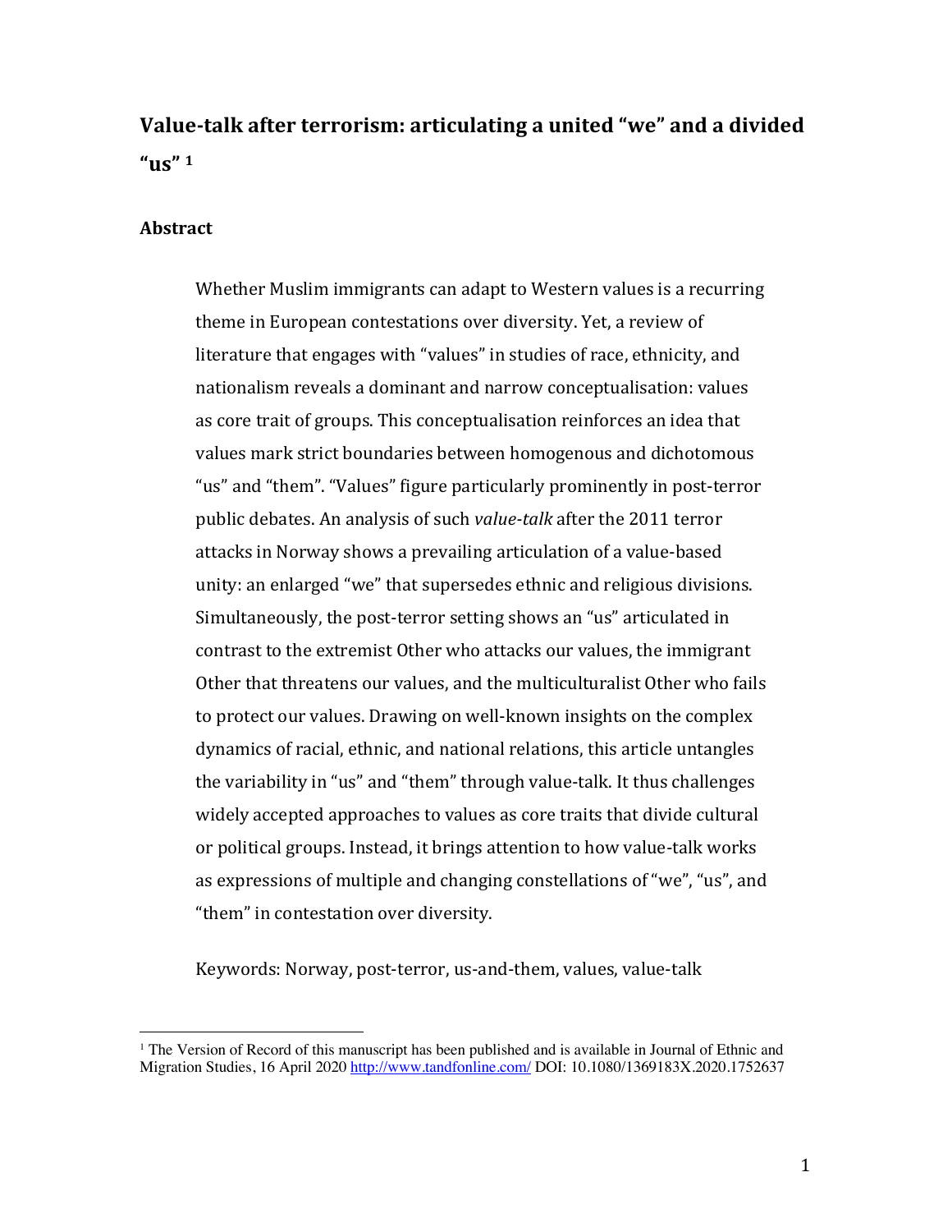# Value-talk after terrorism: articulating a united "we" and a divided "us" [1]

## Abstract

Whether Muslim immigrants can adapt to Western values is a recurring theme in European contestations over diversity. Yet, a review of literature that engages with "values" in studies of race, ethnicity, and nationalism reveals a dominant and narrow conceptualisation: values as core trait of groups. This conceptualisation reinforces an idea that values mark strict boundaries between homogenous and dichotomous "us" and "them". "Values" figure particularly prominently in post-terror public debates. An analysis of such *value-talk* after the 2011 terror attacks in Norway shows a prevailing articulation of a value-based unity: an enlarged "we" that supersedes ethnic and religious divisions. Simultaneously, the post-terror setting shows an "us" articulated in contrast to the extremist Other who attacks our values, the immigrant Other that threatens our values, and the multiculturalist Other who fails to protect our values. Drawing on well-known insights on the complex dynamics of racial, ethnic, and national relations, this article untangles the variability in "us" and "them" through value-talk. It thus challenges widely accepted approaches to values as core traits that divide cultural or political groups. Instead, it brings attention to how value-talk works as expressions of multiple and changing constellations of "we", "us", and "them" in contestation over diversity.

Keywords: Norway, post-terror, us-and-them, values, value-talk

[1] The Version of Record of this manuscript has been published and is available in Journal of Ethnic and Migration Studies, 16 April 2020 http://www.tandfonline.com/ DOI: 10.1080/1369183X.2020.1752637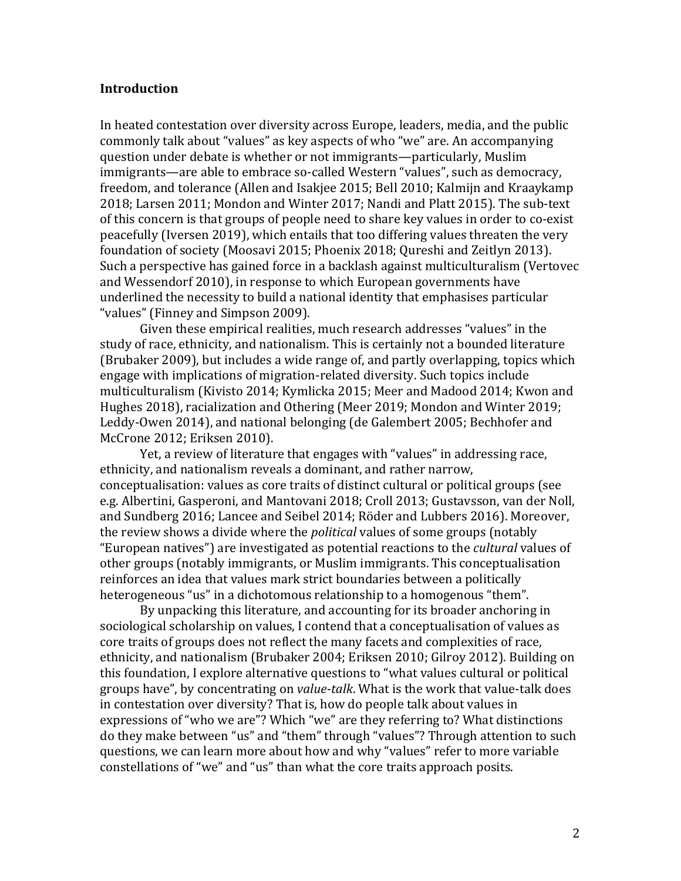**Introduction**

In heated contestation over diversity across Europe, leaders, media, and the public commonly talk about "values" as key aspects of who "we" are. An accompanying question under debate is whether or not immigrants—particularly, Muslim immigrants—are able to embrace so-called Western "values", such as democracy, freedom, and tolerance (Allen and Isakjee 2015; Bell 2010; Kalmijn and Kraaykamp 2018; Larsen 2011; Mondon and Winter 2017; Nandi and Platt 2015). The sub-text of this concern is that groups of people need to share key values in order to co-exist peacefully (Iversen 2019), which entails that too differing values threaten the very foundation of society (Moosavi 2015; Phoenix 2018; Qureshi and Zeitlyn 2013). Such a perspective has gained force in a backlash against multiculturalism (Vertovec and Wessendorf 2010), in response to which European governments have underlined the necessity to build a national identity that emphasises particular "values" (Finney and Simpson 2009).

Given these empirical realities, much research addresses "values" in the study of race, ethnicity, and nationalism. This is certainly not a bounded literature (Brubaker 2009), but includes a wide range of, and partly overlapping, topics which engage with implications of migration-related diversity. Such topics include multiculturalism (Kivisto 2014; Kymlicka 2015; Meer and Madood 2014; Kwon and Hughes 2018), racialization and Othering (Meer 2019; Mondon and Winter 2019; Leddy-Owen 2014), and national belonging (de Galembert 2005; Bechhofer and McCrone 2012; Eriksen 2010).

Yet, a review of literature that engages with "values" in addressing race, ethnicity, and nationalism reveals a dominant, and rather narrow, conceptualisation: values as core traits of distinct cultural or political groups (see e.g. Albertini, Gasperoni, and Mantovani 2018; Croll 2013; Gustavsson, van der Noll, and Sundberg 2016; Lancee and Seibel 2014; Röder and Lubbers 2016). Moreover, the review shows a divide where the *political* values of some groups (notably "European natives") are investigated as potential reactions to the *cultural* values of other groups (notably immigrants, or Muslim immigrants. This conceptualisation reinforces an idea that values mark strict boundaries between a politically heterogeneous "us" in a dichotomous relationship to a homogenous "them".

By unpacking this literature, and accounting for its broader anchoring in sociological scholarship on values, I contend that a conceptualisation of values as core traits of groups does not reflect the many facets and complexities of race, ethnicity, and nationalism (Brubaker 2004; Eriksen 2010; Gilroy 2012). Building on this foundation, I explore alternative questions to "what values cultural or political groups have", by concentrating on *value-talk*. What is the work that value-talk does in contestation over diversity? That is, how do people talk about values in expressions of "who we are"? Which "we" are they referring to? What distinctions do they make between "us" and "them" through "values"? Through attention to such questions, we can learn more about how and why "values" refer to more variable constellations of "we" and "us" than what the core traits approach posits.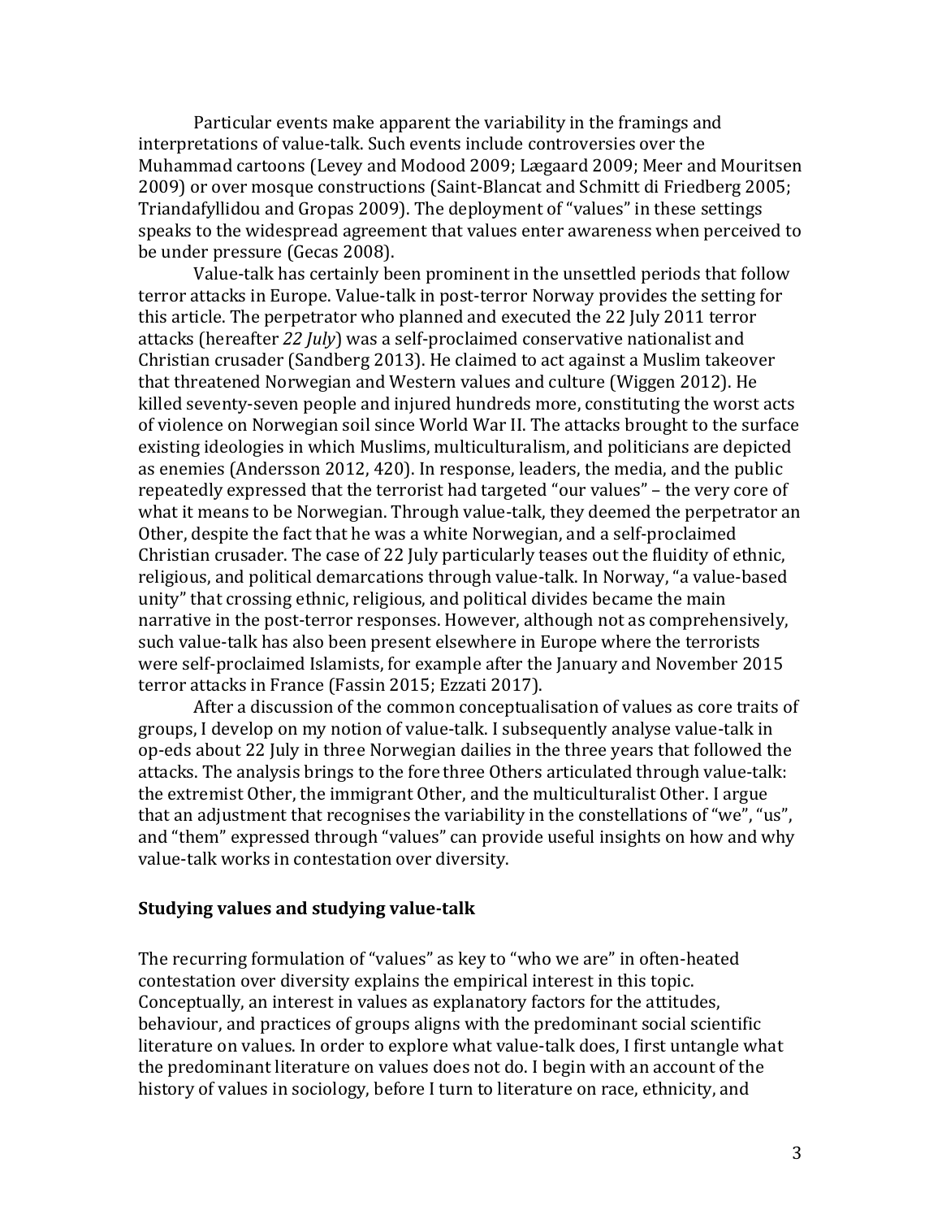Particular events make apparent the variability in the framings and interpretations of value-talk. Such events include controversies over the Muhammad cartoons (Levey and Modood 2009; Lægaard 2009; Meer and Mouritsen 2009) or over mosque constructions (Saint-Blancat and Schmitt di Friedberg 2005; Triandafyllidou and Gropas 2009). The deployment of "values" in these settings speaks to the widespread agreement that values enter awareness when perceived to be under pressure (Gecas 2008).

Value-talk has certainly been prominent in the unsettled periods that follow terror attacks in Europe. Value-talk in post-terror Norway provides the setting for this article. The perpetrator who planned and executed the 22 July 2011 terror attacks (hereafter *22 July*) was a self-proclaimed conservative nationalist and Christian crusader (Sandberg 2013). He claimed to act against a Muslim takeover that threatened Norwegian and Western values and culture (Wiggen 2012). He killed seventy-seven people and injured hundreds more, constituting the worst acts of violence on Norwegian soil since World War II. The attacks brought to the surface existing ideologies in which Muslims, multiculturalism, and politicians are depicted as enemies (Andersson 2012, 420). In response, leaders, the media, and the public repeatedly expressed that the terrorist had targeted "our values" – the very core of what it means to be Norwegian. Through value-talk, they deemed the perpetrator an Other, despite the fact that he was a white Norwegian, and a self-proclaimed Christian crusader. The case of 22 July particularly teases out the fluidity of ethnic, religious, and political demarcations through value-talk. In Norway, "a value-based unity" that crossing ethnic, religious, and political divides became the main narrative in the post-terror responses. However, although not as comprehensively, such value-talk has also been present elsewhere in Europe where the terrorists were self-proclaimed Islamists, for example after the January and November 2015 terror attacks in France (Fassin 2015; Ezzati 2017).

After a discussion of the common conceptualisation of values as core traits of groups, I develop on my notion of value-talk. I subsequently analyse value-talk in op-eds about 22 July in three Norwegian dailies in the three years that followed the attacks. The analysis brings to the fore three Others articulated through value-talk: the extremist Other, the immigrant Other, and the multiculturalist Other. I argue that an adjustment that recognises the variability in the constellations of "we", "us", and "them" expressed through "values" can provide useful insights on how and why value-talk works in contestation over diversity.

## Studying values and studying value-talk

The recurring formulation of "values" as key to "who we are" in often-heated contestation over diversity explains the empirical interest in this topic. Conceptually, an interest in values as explanatory factors for the attitudes, behaviour, and practices of groups aligns with the predominant social scientific literature on values. In order to explore what value-talk does, I first untangle what the predominant literature on values does not do. I begin with an account of the history of values in sociology, before I turn to literature on race, ethnicity, and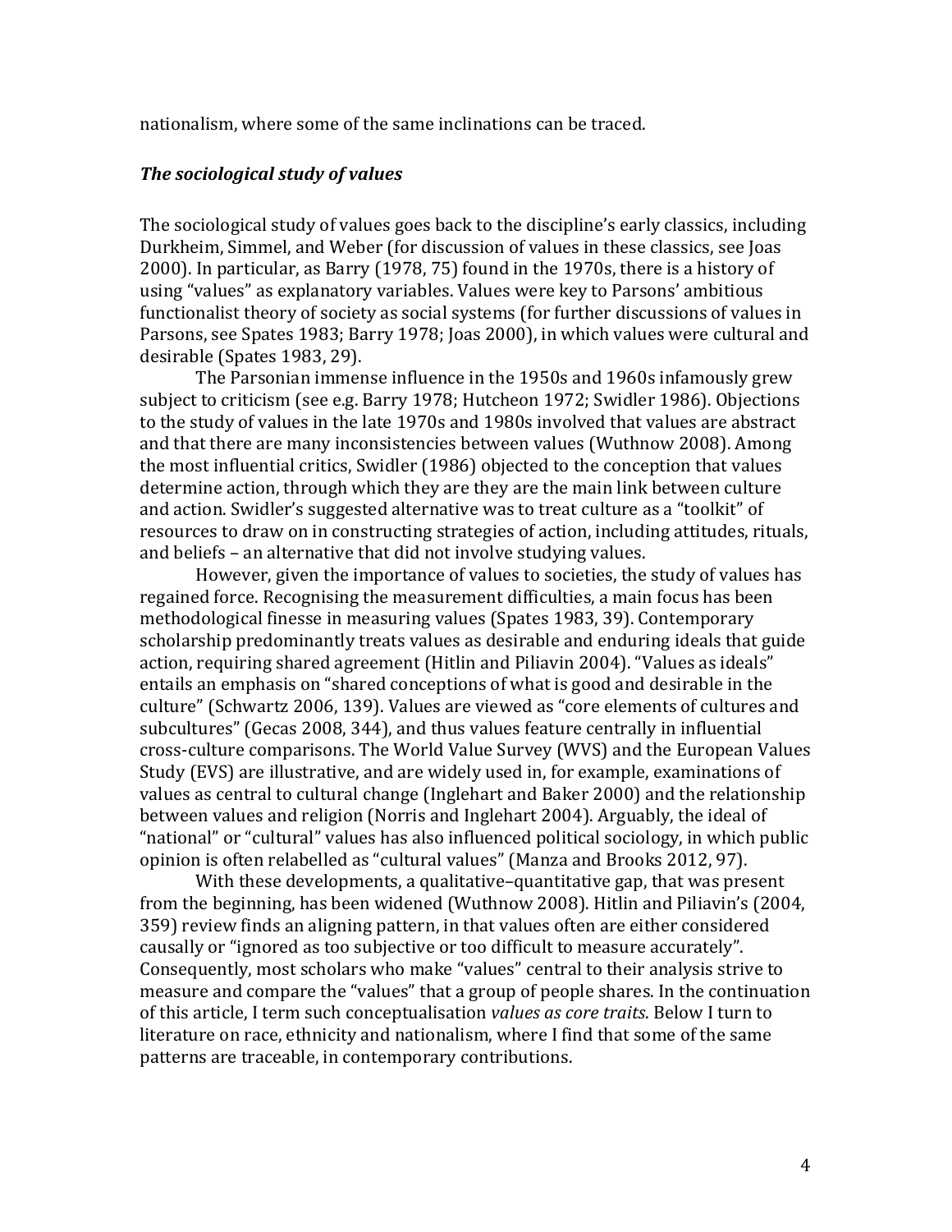nationalism, where some of the same inclinations can be traced.

### *The sociological study of values*

The sociological study of values goes back to the discipline's early classics, including Durkheim, Simmel, and Weber (for discussion of values in these classics, see Joas 2000). In particular, as Barry (1978, 75) found in the 1970s, there is a history of using "values" as explanatory variables. Values were key to Parsons' ambitious functionalist theory of society as social systems (for further discussions of values in Parsons, see Spates 1983; Barry 1978; Joas 2000), in which values were cultural and desirable (Spates 1983, 29).

The Parsonian immense influence in the 1950s and 1960s infamously grew subject to criticism (see e.g. Barry 1978; Hutcheon 1972; Swidler 1986). Objections to the study of values in the late 1970s and 1980s involved that values are abstract and that there are many inconsistencies between values (Wuthnow 2008). Among the most influential critics, Swidler (1986) objected to the conception that values determine action, through which they are they are the main link between culture and action. Swidler's suggested alternative was to treat culture as a "toolkit" of resources to draw on in constructing strategies of action, including attitudes, rituals, and beliefs – an alternative that did not involve studying values.

However, given the importance of values to societies, the study of values has regained force. Recognising the measurement difficulties, a main focus has been methodological finesse in measuring values (Spates 1983, 39). Contemporary scholarship predominantly treats values as desirable and enduring ideals that guide action, requiring shared agreement (Hitlin and Piliavin 2004). "Values as ideals" entails an emphasis on "shared conceptions of what is good and desirable in the culture" (Schwartz 2006, 139). Values are viewed as "core elements of cultures and subcultures" (Gecas 2008, 344), and thus values feature centrally in influential cross-culture comparisons. The World Value Survey (WVS) and the European Values Study (EVS) are illustrative, and are widely used in, for example, examinations of values as central to cultural change (Inglehart and Baker 2000) and the relationship between values and religion (Norris and Inglehart 2004). Arguably, the ideal of "national" or "cultural" values has also influenced political sociology, in which public opinion is often relabelled as "cultural values" (Manza and Brooks 2012, 97).

With these developments, a qualitative–quantitative gap, that was present from the beginning, has been widened (Wuthnow 2008). Hitlin and Piliavin's (2004, 359) review finds an aligning pattern, in that values often are either considered causally or "ignored as too subjective or too difficult to measure accurately". Consequently, most scholars who make "values" central to their analysis strive to measure and compare the "values" that a group of people shares. In the continuation of this article, I term such conceptualisation *values as core traits*. Below I turn to literature on race, ethnicity and nationalism, where I find that some of the same patterns are traceable, in contemporary contributions.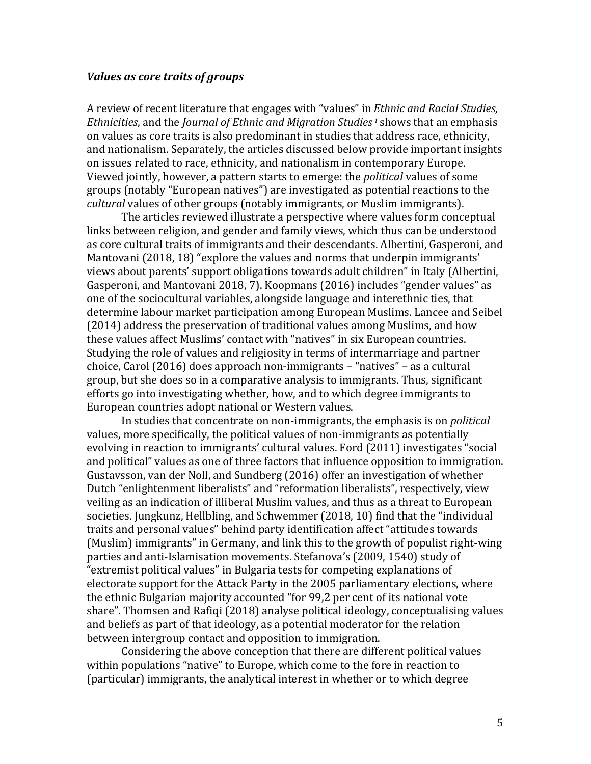### *Values as core traits of groups*

A review of recent literature that engages with "values" in *Ethnic and Racial Studies*, *Ethnicities*, and the *Journal of Ethnic and Migration Studies* [i] shows that an emphasis on values as core traits is also predominant in studies that address race, ethnicity, and nationalism. Separately, the articles discussed below provide important insights on issues related to race, ethnicity, and nationalism in contemporary Europe. Viewed jointly, however, a pattern starts to emerge: the *political* values of some groups (notably "European natives") are investigated as potential reactions to the *cultural* values of other groups (notably immigrants, or Muslim immigrants).

The articles reviewed illustrate a perspective where values form conceptual links between religion, and gender and family views, which thus can be understood as core cultural traits of immigrants and their descendants. Albertini, Gasperoni, and Mantovani (2018, 18) "explore the values and norms that underpin immigrants' views about parents' support obligations towards adult children" in Italy (Albertini, Gasperoni, and Mantovani 2018, 7). Koopmans (2016) includes "gender values" as one of the sociocultural variables, alongside language and interethnic ties, that determine labour market participation among European Muslims. Lancee and Seibel (2014) address the preservation of traditional values among Muslims, and how these values affect Muslims' contact with "natives" in six European countries. Studying the role of values and religiosity in terms of intermarriage and partner choice, Carol (2016) does approach non-immigrants – "natives" – as a cultural group, but she does so in a comparative analysis to immigrants. Thus, significant efforts go into investigating whether, how, and to which degree immigrants to European countries adopt national or Western values.

In studies that concentrate on non-immigrants, the emphasis is on *political* values, more specifically, the political values of non-immigrants as potentially evolving in reaction to immigrants' cultural values. Ford (2011) investigates "social and political" values as one of three factors that influence opposition to immigration. Gustavsson, van der Noll, and Sundberg (2016) offer an investigation of whether Dutch "enlightenment liberalists" and "reformation liberalists", respectively, view veiling as an indication of illiberal Muslim values, and thus as a threat to European societies. Jungkunz, Hellbling, and Schwemmer (2018, 10) find that the "individual traits and personal values" behind party identification affect "attitudes towards (Muslim) immigrants" in Germany, and link this to the growth of populist right-wing parties and anti-Islamisation movements. Stefanova's (2009, 1540) study of "extremist political values" in Bulgaria tests for competing explanations of electorate support for the Attack Party in the 2005 parliamentary elections, where the ethnic Bulgarian majority accounted "for 99,2 per cent of its national vote share". Thomsen and Rafiqi (2018) analyse political ideology, conceptualising values and beliefs as part of that ideology, as a potential moderator for the relation between intergroup contact and opposition to immigration.

Considering the above conception that there are different political values within populations "native" to Europe, which come to the fore in reaction to (particular) immigrants, the analytical interest in whether or to which degree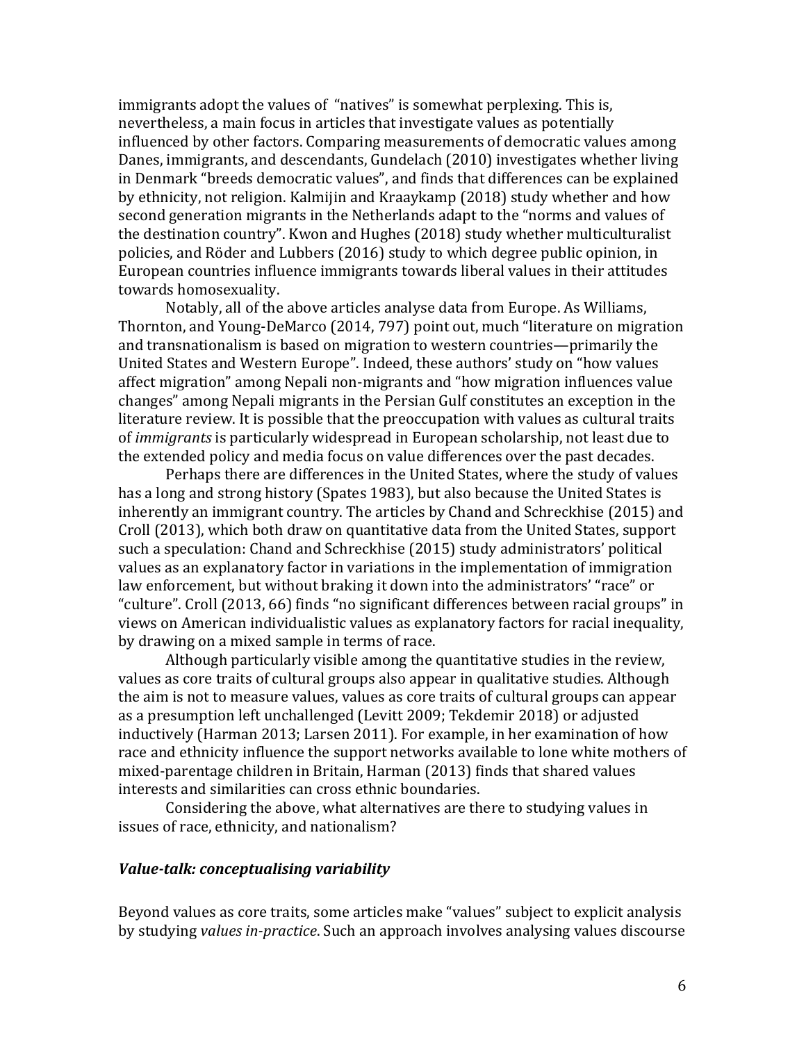immigrants adopt the values of "natives" is somewhat perplexing. This is, nevertheless, a main focus in articles that investigate values as potentially influenced by other factors. Comparing measurements of democratic values among Danes, immigrants, and descendants, Gundelach (2010) investigates whether living in Denmark "breeds democratic values", and finds that differences can be explained by ethnicity, not religion. Kalmijin and Kraaykamp (2018) study whether and how second generation migrants in the Netherlands adapt to the "norms and values of the destination country". Kwon and Hughes (2018) study whether multiculturalist policies, and Röder and Lubbers (2016) study to which degree public opinion, in European countries influence immigrants towards liberal values in their attitudes towards homosexuality.

Notably, all of the above articles analyse data from Europe. As Williams, Thornton, and Young-DeMarco (2014, 797) point out, much "literature on migration and transnationalism is based on migration to western countries—primarily the United States and Western Europe". Indeed, these authors' study on "how values affect migration" among Nepali non-migrants and "how migration influences value changes" among Nepali migrants in the Persian Gulf constitutes an exception in the literature review. It is possible that the preoccupation with values as cultural traits of *immigrants* is particularly widespread in European scholarship, not least due to the extended policy and media focus on value differences over the past decades.

Perhaps there are differences in the United States, where the study of values has a long and strong history (Spates 1983), but also because the United States is inherently an immigrant country. The articles by Chand and Schreckhise (2015) and Croll (2013), which both draw on quantitative data from the United States, support such a speculation: Chand and Schreckhise (2015) study administrators' political values as an explanatory factor in variations in the implementation of immigration law enforcement, but without braking it down into the administrators' "race" or "culture". Croll (2013, 66) finds "no significant differences between racial groups" in views on American individualistic values as explanatory factors for racial inequality, by drawing on a mixed sample in terms of race.

Although particularly visible among the quantitative studies in the review, values as core traits of cultural groups also appear in qualitative studies. Although the aim is not to measure values, values as core traits of cultural groups can appear as a presumption left unchallenged (Levitt 2009; Tekdemir 2018) or adjusted inductively (Harman 2013; Larsen 2011). For example, in her examination of how race and ethnicity influence the support networks available to lone white mothers of mixed-parentage children in Britain, Harman (2013) finds that shared values interests and similarities can cross ethnic boundaries.

Considering the above, what alternatives are there to studying values in issues of race, ethnicity, and nationalism?

### *Value-talk: conceptualising variability*

Beyond values as core traits, some articles make "values" subject to explicit analysis by studying *values in-practice*. Such an approach involves analysing values discourse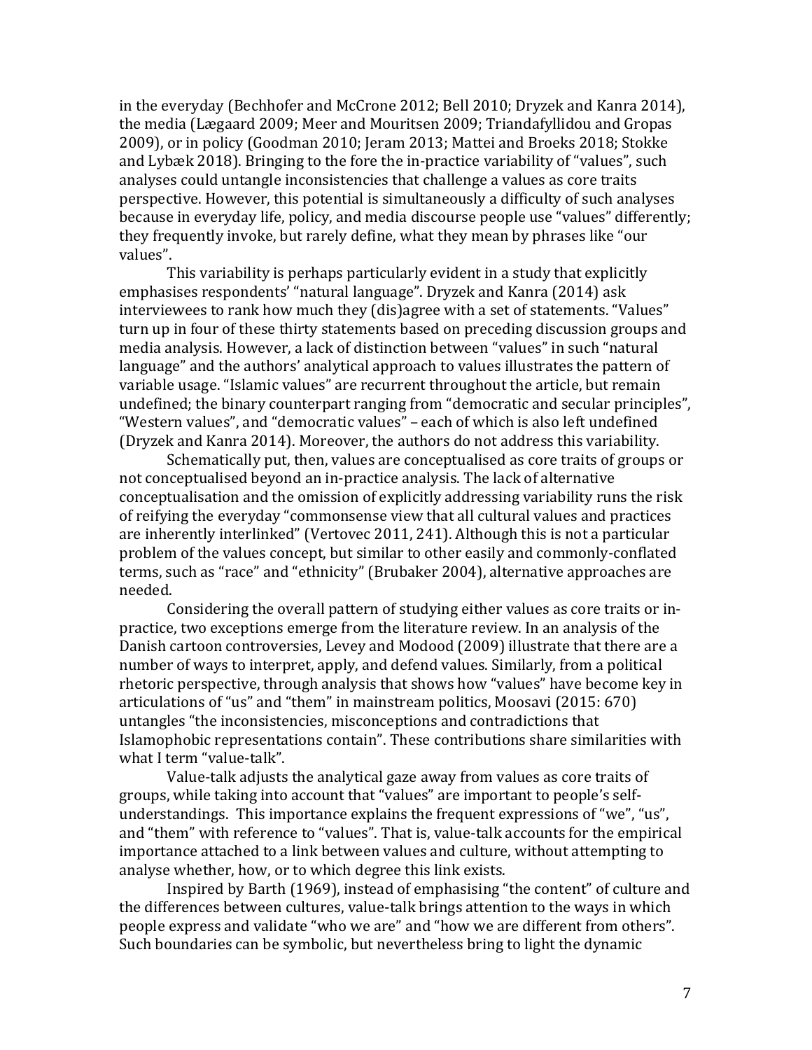in the everyday (Bechhofer and McCrone 2012; Bell 2010; Dryzek and Kanra 2014), the media (Lægaard 2009; Meer and Mouritsen 2009; Triandafyllidou and Gropas 2009), or in policy (Goodman 2010; Jeram 2013; Mattei and Broeks 2018; Stokke and Lybæk 2018). Bringing to the fore the in-practice variability of "values", such analyses could untangle inconsistencies that challenge a values as core traits perspective. However, this potential is simultaneously a difficulty of such analyses because in everyday life, policy, and media discourse people use "values" differently; they frequently invoke, but rarely define, what they mean by phrases like "our values".

This variability is perhaps particularly evident in a study that explicitly emphasises respondents' "natural language". Dryzek and Kanra (2014) ask interviewees to rank how much they (dis)agree with a set of statements. "Values" turn up in four of these thirty statements based on preceding discussion groups and media analysis. However, a lack of distinction between "values" in such "natural language" and the authors' analytical approach to values illustrates the pattern of variable usage. "Islamic values" are recurrent throughout the article, but remain undefined; the binary counterpart ranging from "democratic and secular principles", "Western values", and "democratic values" – each of which is also left undefined (Dryzek and Kanra 2014). Moreover, the authors do not address this variability.

Schematically put, then, values are conceptualised as core traits of groups or not conceptualised beyond an in-practice analysis. The lack of alternative conceptualisation and the omission of explicitly addressing variability runs the risk of reifying the everyday "commonsense view that all cultural values and practices are inherently interlinked" (Vertovec 2011, 241). Although this is not a particular problem of the values concept, but similar to other easily and commonly-conflated terms, such as "race" and "ethnicity" (Brubaker 2004), alternative approaches are needed.

Considering the overall pattern of studying either values as core traits or in-practice, two exceptions emerge from the literature review. In an analysis of the Danish cartoon controversies, Levey and Modood (2009) illustrate that there are a number of ways to interpret, apply, and defend values. Similarly, from a political rhetoric perspective, through analysis that shows how "values" have become key in articulations of "us" and "them" in mainstream politics, Moosavi (2015: 670) untangles "the inconsistencies, misconceptions and contradictions that Islamophobic representations contain". These contributions share similarities with what I term "value-talk".

Value-talk adjusts the analytical gaze away from values as core traits of groups, while taking into account that "values" are important to people's self-understandings. This importance explains the frequent expressions of "we", "us", and "them" with reference to "values". That is, value-talk accounts for the empirical importance attached to a link between values and culture, without attempting to analyse whether, how, or to which degree this link exists.

Inspired by Barth (1969), instead of emphasising "the content" of culture and the differences between cultures, value-talk brings attention to the ways in which people express and validate "who we are" and "how we are different from others". Such boundaries can be symbolic, but nevertheless bring to light the dynamic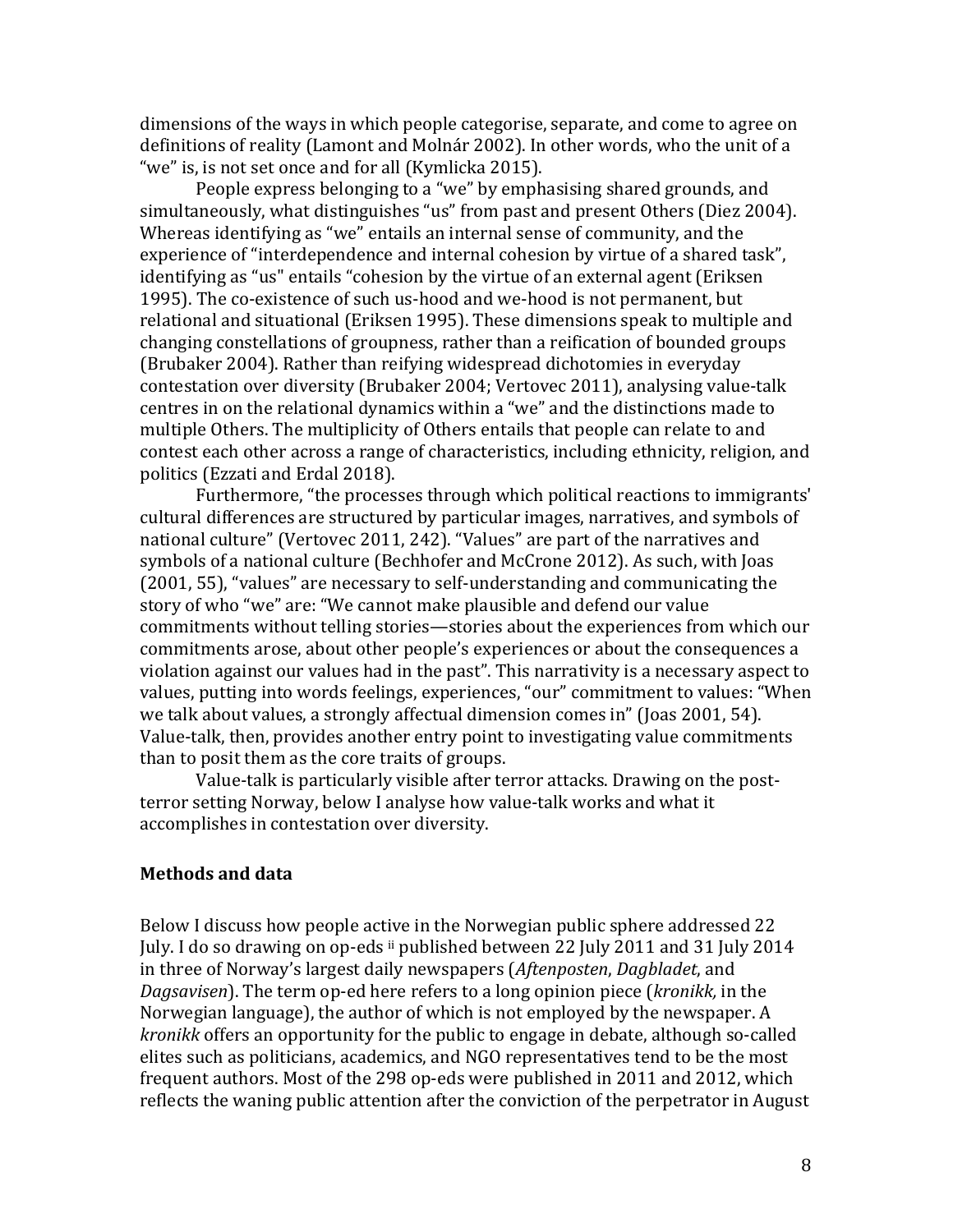dimensions of the ways in which people categorise, separate, and come to agree on definitions of reality (Lamont and Molnár 2002). In other words, who the unit of a "we" is, is not set once and for all (Kymlicka 2015).

People express belonging to a "we" by emphasising shared grounds, and simultaneously, what distinguishes "us" from past and present Others (Diez 2004). Whereas identifying as "we" entails an internal sense of community, and the experience of "interdependence and internal cohesion by virtue of a shared task", identifying as "us" entails "cohesion by the virtue of an external agent (Eriksen 1995). The co-existence of such us-hood and we-hood is not permanent, but relational and situational (Eriksen 1995). These dimensions speak to multiple and changing constellations of groupness, rather than a reification of bounded groups (Brubaker 2004). Rather than reifying widespread dichotomies in everyday contestation over diversity (Brubaker 2004; Vertovec 2011), analysing value-talk centres in on the relational dynamics within a "we" and the distinctions made to multiple Others. The multiplicity of Others entails that people can relate to and contest each other across a range of characteristics, including ethnicity, religion, and politics (Ezzati and Erdal 2018).

Furthermore, "the processes through which political reactions to immigrants' cultural differences are structured by particular images, narratives, and symbols of national culture" (Vertovec 2011, 242). "Values" are part of the narratives and symbols of a national culture (Bechhofer and McCrone 2012). As such, with Joas (2001, 55), "values" are necessary to self-understanding and communicating the story of who "we" are: "We cannot make plausible and defend our value commitments without telling stories—stories about the experiences from which our commitments arose, about other people's experiences or about the consequences a violation against our values had in the past". This narrativity is a necessary aspect to values, putting into words feelings, experiences, "our" commitment to values: "When we talk about values, a strongly affectual dimension comes in" (Joas 2001, 54). Value-talk, then, provides another entry point to investigating value commitments than to posit them as the core traits of groups.

Value-talk is particularly visible after terror attacks. Drawing on the post-terror setting Norway, below I analyse how value-talk works and what it accomplishes in contestation over diversity.

## Methods and data

Below I discuss how people active in the Norwegian public sphere addressed 22 July. I do so drawing on op-eds [ii] published between 22 July 2011 and 31 July 2014 in three of Norway's largest daily newspapers (*Aftenposten*, *Dagbladet*, and *Dagsavisen*). The term op-ed here refers to a long opinion piece (*kronikk,* in the Norwegian language), the author of which is not employed by the newspaper. A *kronikk* offers an opportunity for the public to engage in debate, although so-called elites such as politicians, academics, and NGO representatives tend to be the most frequent authors. Most of the 298 op-eds were published in 2011 and 2012, which reflects the waning public attention after the conviction of the perpetrator in August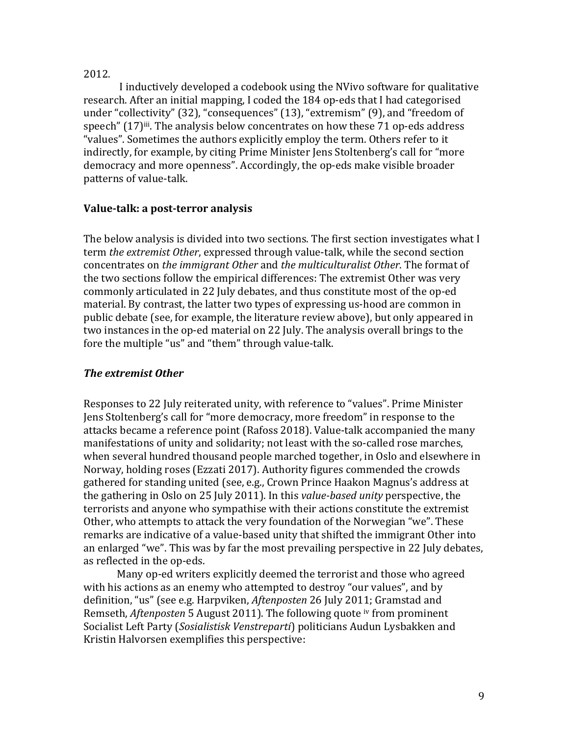2012.

I inductively developed a codebook using the NVivo software for qualitative research. After an initial mapping, I coded the 184 op-eds that I had categorised under "collectivity" (32), "consequences" (13), "extremism" (9), and "freedom of speech" (17)[iii]. The analysis below concentrates on how these 71 op-eds address "values". Sometimes the authors explicitly employ the term. Others refer to it indirectly, for example, by citing Prime Minister Jens Stoltenberg's call for "more democracy and more openness". Accordingly, the op-eds make visible broader patterns of value-talk.

### Value-talk: a post-terror analysis

The below analysis is divided into two sections. The first section investigates what I term *the extremist Other*, expressed through value-talk, while the second section concentrates on *the immigrant Other* and *the multiculturalist Other*. The format of the two sections follow the empirical differences: The extremist Other was very commonly articulated in 22 July debates, and thus constitute most of the op-ed material. By contrast, the latter two types of expressing us-hood are common in public debate (see, for example, the literature review above), but only appeared in two instances in the op-ed material on 22 July. The analysis overall brings to the fore the multiple "us" and "them" through value-talk.

#### *The extremist Other*

Responses to 22 July reiterated unity, with reference to "values". Prime Minister Jens Stoltenberg's call for "more democracy, more freedom" in response to the attacks became a reference point (Rafoss 2018). Value-talk accompanied the many manifestations of unity and solidarity; not least with the so-called rose marches, when several hundred thousand people marched together, in Oslo and elsewhere in Norway, holding roses (Ezzati 2017). Authority figures commended the crowds gathered for standing united (see, e.g., Crown Prince Haakon Magnus's address at the gathering in Oslo on 25 July 2011). In this *value-based unity* perspective, the terrorists and anyone who sympathise with their actions constitute the extremist Other, who attempts to attack the very foundation of the Norwegian "we". These remarks are indicative of a value-based unity that shifted the immigrant Other into an enlarged "we". This was by far the most prevailing perspective in 22 July debates, as reflected in the op-eds.

Many op-ed writers explicitly deemed the terrorist and those who agreed with his actions as an enemy who attempted to destroy "our values", and by definition, "us" (see e.g. Harpviken, *Aftenposten* 26 July 2011; Gramstad and Remseth, *Aftenposten* 5 August 2011). The following quote [iv] from prominent Socialist Left Party (*Sosialistisk Venstreparti*) politicians Audun Lysbakken and Kristin Halvorsen exemplifies this perspective: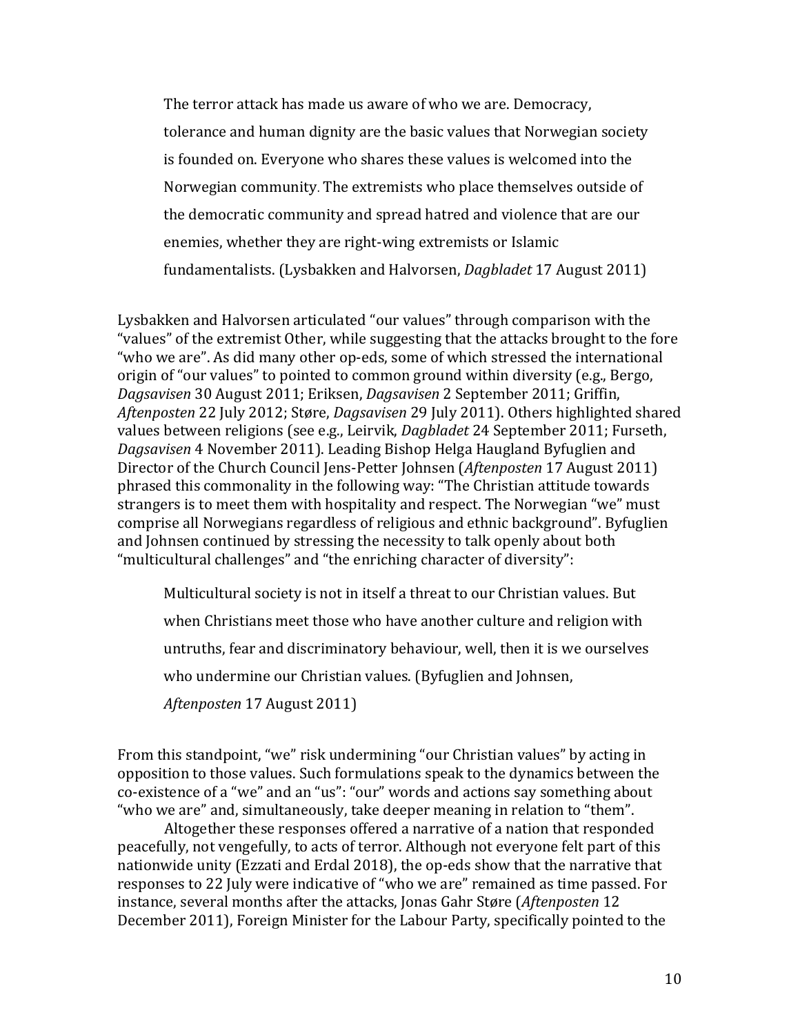> The terror attack has made us aware of who we are. Democracy, tolerance and human dignity are the basic values that Norwegian society is founded on. Everyone who shares these values is welcomed into the Norwegian community. The extremists who place themselves outside of the democratic community and spread hatred and violence that are our enemies, whether they are right-wing extremists or Islamic fundamentalists. (Lysbakken and Halvorsen, *Dagbladet* 17 August 2011)

Lysbakken and Halvorsen articulated "our values" through comparison with the "values" of the extremist Other, while suggesting that the attacks brought to the fore "who we are". As did many other op-eds, some of which stressed the international origin of "our values" to pointed to common ground within diversity (e.g., Bergo, *Dagsavisen* 30 August 2011; Eriksen, *Dagsavisen* 2 September 2011; Griffin, *Aftenposten* 22 July 2012; Støre, *Dagsavisen* 29 July 2011). Others highlighted shared values between religions (see e.g., Leirvik, *Dagbladet* 24 September 2011; Furseth, *Dagsavisen* 4 November 2011). Leading Bishop Helga Haugland Byfuglien and Director of the Church Council Jens-Petter Johnsen (*Aftenposten* 17 August 2011) phrased this commonality in the following way: "The Christian attitude towards strangers is to meet them with hospitality and respect. The Norwegian "we" must comprise all Norwegians regardless of religious and ethnic background". Byfuglien and Johnsen continued by stressing the necessity to talk openly about both "multicultural challenges" and "the enriching character of diversity":

> Multicultural society is not in itself a threat to our Christian values. But when Christians meet those who have another culture and religion with untruths, fear and discriminatory behaviour, well, then it is we ourselves who undermine our Christian values. (Byfuglien and Johnsen, *Aftenposten* 17 August 2011)

From this standpoint, "we" risk undermining "our Christian values" by acting in opposition to those values. Such formulations speak to the dynamics between the co-existence of a "we" and an "us": "our" words and actions say something about "who we are" and, simultaneously, take deeper meaning in relation to "them".

Altogether these responses offered a narrative of a nation that responded peacefully, not vengefully, to acts of terror. Although not everyone felt part of this nationwide unity (Ezzati and Erdal 2018), the op-eds show that the narrative that responses to 22 July were indicative of "who we are" remained as time passed. For instance, several months after the attacks, Jonas Gahr Støre (*Aftenposten* 12 December 2011), Foreign Minister for the Labour Party, specifically pointed to the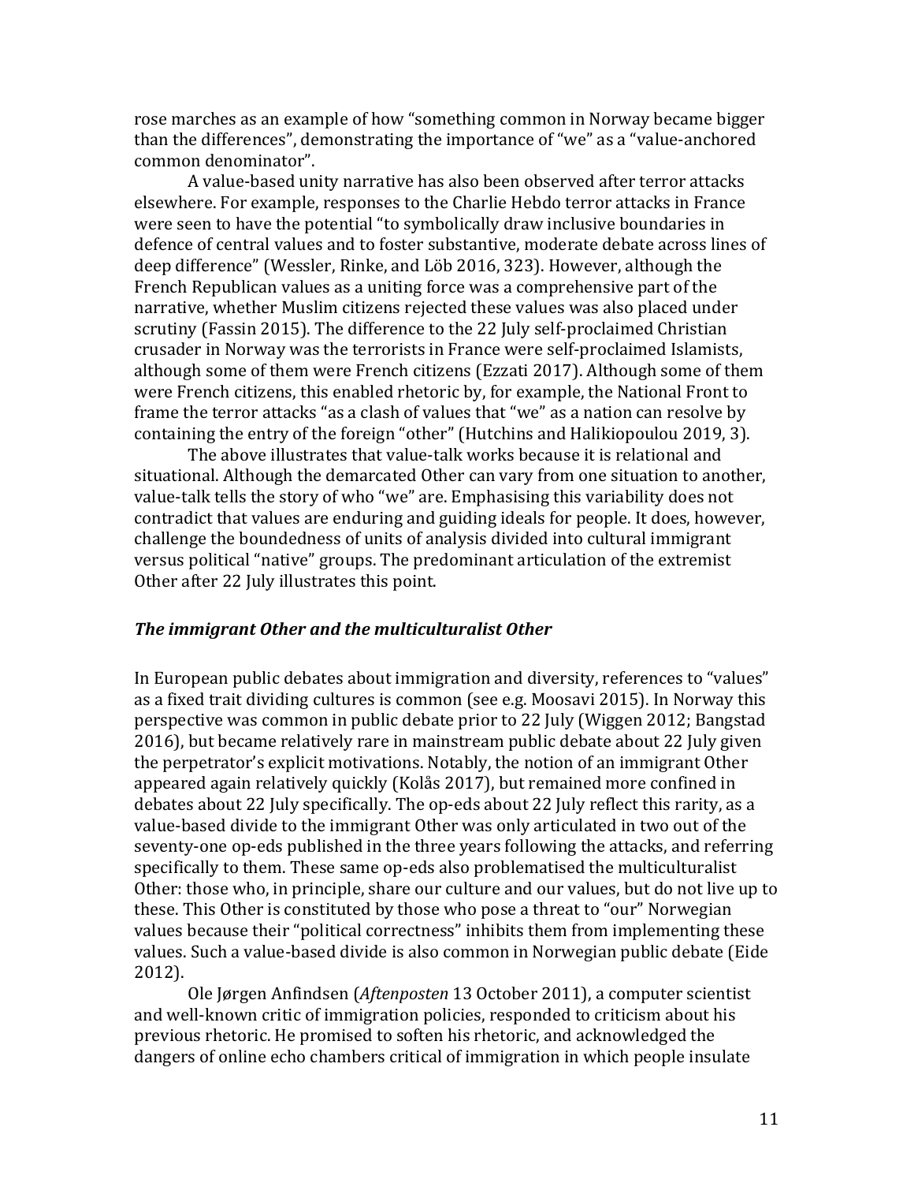rose marches as an example of how "something common in Norway became bigger than the differences", demonstrating the importance of "we" as a "value-anchored common denominator".

A value-based unity narrative has also been observed after terror attacks elsewhere. For example, responses to the Charlie Hebdo terror attacks in France were seen to have the potential "to symbolically draw inclusive boundaries in defence of central values and to foster substantive, moderate debate across lines of deep difference" (Wessler, Rinke, and Löb 2016, 323). However, although the French Republican values as a uniting force was a comprehensive part of the narrative, whether Muslim citizens rejected these values was also placed under scrutiny (Fassin 2015). The difference to the 22 July self-proclaimed Christian crusader in Norway was the terrorists in France were self-proclaimed Islamists, although some of them were French citizens (Ezzati 2017). Although some of them were French citizens, this enabled rhetoric by, for example, the National Front to frame the terror attacks "as a clash of values that "we" as a nation can resolve by containing the entry of the foreign "other" (Hutchins and Halikiopoulou 2019, 3).

The above illustrates that value-talk works because it is relational and situational. Although the demarcated Other can vary from one situation to another, value-talk tells the story of who "we" are. Emphasising this variability does not contradict that values are enduring and guiding ideals for people. It does, however, challenge the boundedness of units of analysis divided into cultural immigrant versus political "native" groups. The predominant articulation of the extremist Other after 22 July illustrates this point.

### *The immigrant Other and the multiculturalist Other*

In European public debates about immigration and diversity, references to "values" as a fixed trait dividing cultures is common (see e.g. Moosavi 2015). In Norway this perspective was common in public debate prior to 22 July (Wiggen 2012; Bangstad 2016), but became relatively rare in mainstream public debate about 22 July given the perpetrator's explicit motivations. Notably, the notion of an immigrant Other appeared again relatively quickly (Kolås 2017), but remained more confined in debates about 22 July specifically. The op-eds about 22 July reflect this rarity, as a value-based divide to the immigrant Other was only articulated in two out of the seventy-one op-eds published in the three years following the attacks, and referring specifically to them. These same op-eds also problematised the multiculturalist Other: those who, in principle, share our culture and our values, but do not live up to these. This Other is constituted by those who pose a threat to "our" Norwegian values because their "political correctness" inhibits them from implementing these values. Such a value-based divide is also common in Norwegian public debate (Eide 2012).

Ole Jørgen Anfindsen (*Aftenposten* 13 October 2011), a computer scientist and well-known critic of immigration policies, responded to criticism about his previous rhetoric. He promised to soften his rhetoric, and acknowledged the dangers of online echo chambers critical of immigration in which people insulate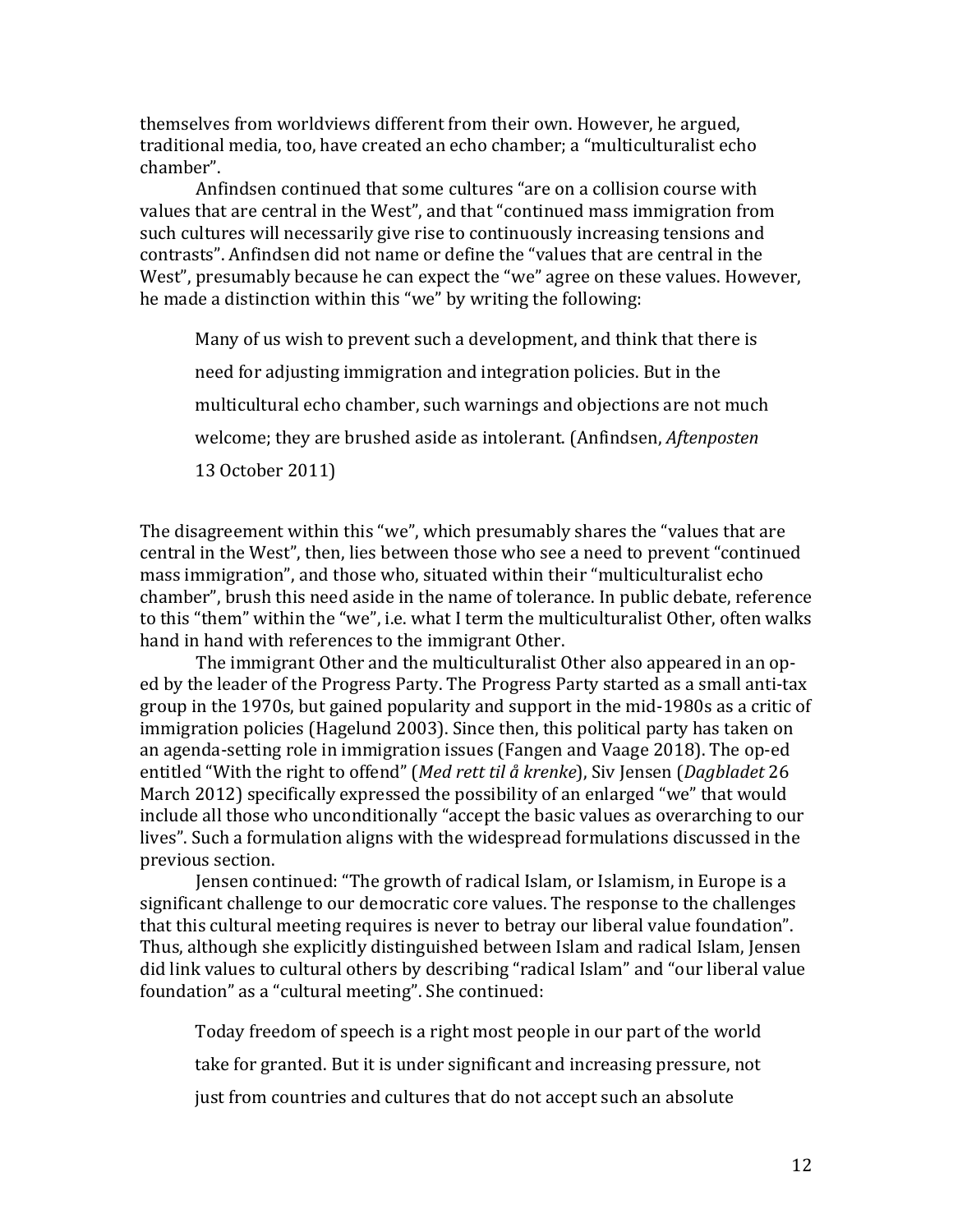themselves from worldviews different from their own. However, he argued, traditional media, too, have created an echo chamber; a "multiculturalist echo chamber".

Anfindsen continued that some cultures "are on a collision course with values that are central in the West", and that "continued mass immigration from such cultures will necessarily give rise to continuously increasing tensions and contrasts". Anfindsen did not name or define the "values that are central in the West", presumably because he can expect the "we" agree on these values. However, he made a distinction within this "we" by writing the following:

> Many of us wish to prevent such a development, and think that there is need for adjusting immigration and integration policies. But in the multicultural echo chamber, such warnings and objections are not much welcome; they are brushed aside as intolerant. (Anfindsen, *Aftenposten* 13 October 2011)

The disagreement within this "we", which presumably shares the "values that are central in the West", then, lies between those who see a need to prevent "continued mass immigration", and those who, situated within their "multiculturalist echo chamber", brush this need aside in the name of tolerance. In public debate, reference to this "them" within the "we", i.e. what I term the multiculturalist Other, often walks hand in hand with references to the immigrant Other.

The immigrant Other and the multiculturalist Other also appeared in an op-ed by the leader of the Progress Party. The Progress Party started as a small anti-tax group in the 1970s, but gained popularity and support in the mid-1980s as a critic of immigration policies (Hagelund 2003). Since then, this political party has taken on an agenda-setting role in immigration issues (Fangen and Vaage 2018). The op-ed entitled "With the right to offend" (*Med rett til å krenke*), Siv Jensen (*Dagbladet* 26 March 2012) specifically expressed the possibility of an enlarged "we" that would include all those who unconditionally "accept the basic values as overarching to our lives". Such a formulation aligns with the widespread formulations discussed in the previous section.

Jensen continued: "The growth of radical Islam, or Islamism, in Europe is a significant challenge to our democratic core values. The response to the challenges that this cultural meeting requires is never to betray our liberal value foundation". Thus, although she explicitly distinguished between Islam and radical Islam, Jensen did link values to cultural others by describing "radical Islam" and "our liberal value foundation" as a "cultural meeting". She continued:

> Today freedom of speech is a right most people in our part of the world take for granted. But it is under significant and increasing pressure, not just from countries and cultures that do not accept such an absolute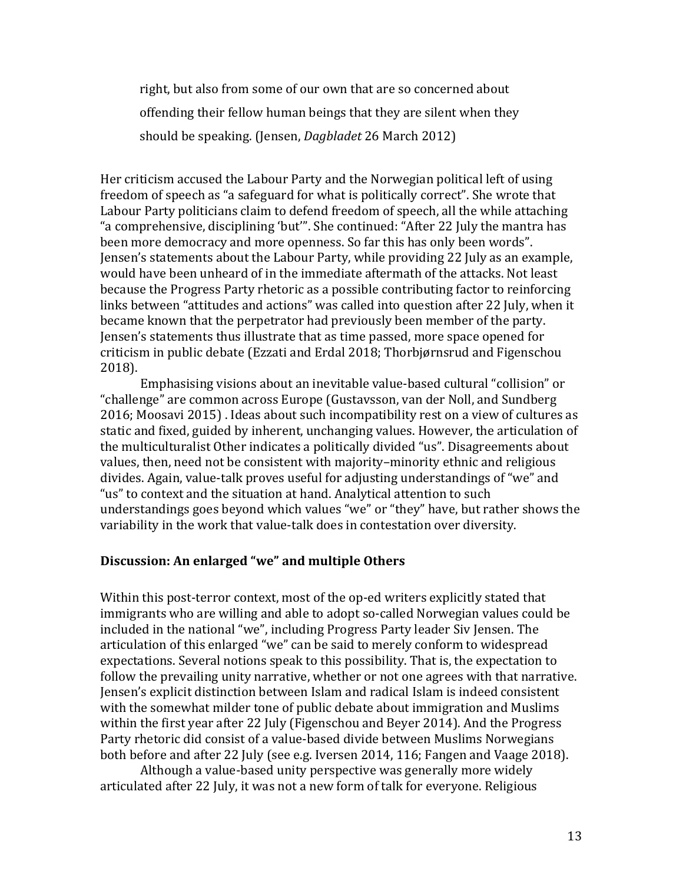> right, but also from some of our own that are so concerned about offending their fellow human beings that they are silent when they should be speaking. (Jensen, *Dagbladet* 26 March 2012)

Her criticism accused the Labour Party and the Norwegian political left of using freedom of speech as "a safeguard for what is politically correct". She wrote that Labour Party politicians claim to defend freedom of speech, all the while attaching "a comprehensive, disciplining 'but'". She continued: "After 22 July the mantra has been more democracy and more openness. So far this has only been words". Jensen's statements about the Labour Party, while providing 22 July as an example, would have been unheard of in the immediate aftermath of the attacks. Not least because the Progress Party rhetoric as a possible contributing factor to reinforcing links between "attitudes and actions" was called into question after 22 July, when it became known that the perpetrator had previously been member of the party. Jensen's statements thus illustrate that as time passed, more space opened for criticism in public debate (Ezzati and Erdal 2018; Thorbjørnsrud and Figenschou 2018).

Emphasising visions about an inevitable value-based cultural "collision" or "challenge" are common across Europe (Gustavsson, van der Noll, and Sundberg 2016; Moosavi 2015) . Ideas about such incompatibility rest on a view of cultures as static and fixed, guided by inherent, unchanging values. However, the articulation of the multiculturalist Other indicates a politically divided "us". Disagreements about values, then, need not be consistent with majority–minority ethnic and religious divides. Again, value-talk proves useful for adjusting understandings of "we" and "us" to context and the situation at hand. Analytical attention to such understandings goes beyond which values "we" or "they" have, but rather shows the variability in the work that value-talk does in contestation over diversity.

## Discussion: An enlarged "we" and multiple Others

Within this post-terror context, most of the op-ed writers explicitly stated that immigrants who are willing and able to adopt so-called Norwegian values could be included in the national "we", including Progress Party leader Siv Jensen. The articulation of this enlarged "we" can be said to merely conform to widespread expectations. Several notions speak to this possibility. That is, the expectation to follow the prevailing unity narrative, whether or not one agrees with that narrative. Jensen's explicit distinction between Islam and radical Islam is indeed consistent with the somewhat milder tone of public debate about immigration and Muslims within the first year after 22 July (Figenschou and Beyer 2014). And the Progress Party rhetoric did consist of a value-based divide between Muslims Norwegians both before and after 22 July (see e.g. Iversen 2014, 116; Fangen and Vaage 2018).

Although a value-based unity perspective was generally more widely articulated after 22 July, it was not a new form of talk for everyone. Religious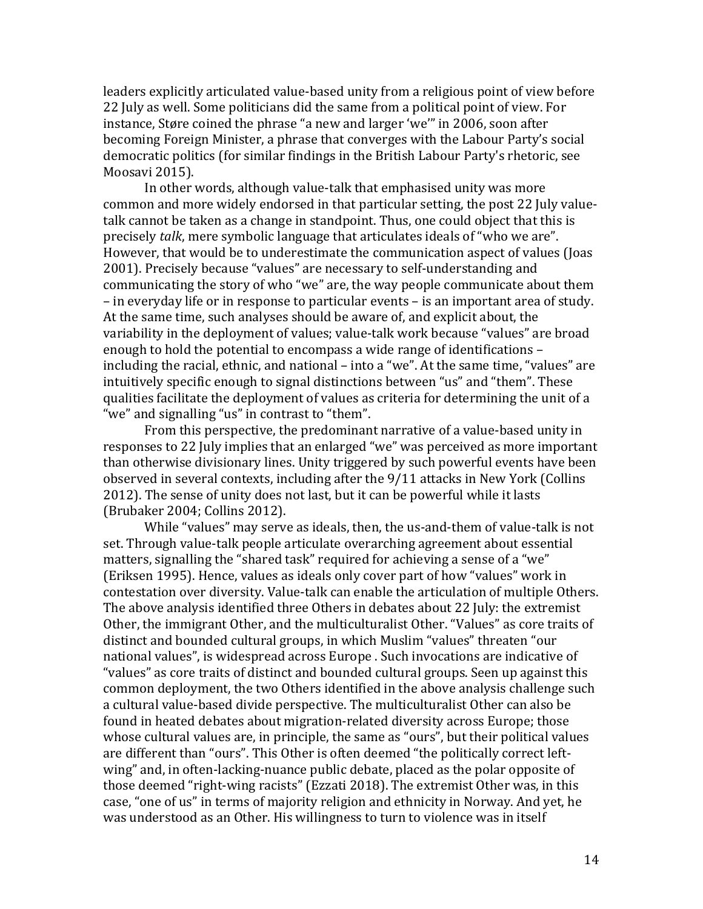leaders explicitly articulated value-based unity from a religious point of view before 22 July as well. Some politicians did the same from a political point of view. For instance, Støre coined the phrase "a new and larger 'we'" in 2006, soon after becoming Foreign Minister, a phrase that converges with the Labour Party's social democratic politics (for similar findings in the British Labour Party's rhetoric, see Moosavi 2015).

In other words, although value-talk that emphasised unity was more common and more widely endorsed in that particular setting, the post 22 July value-talk cannot be taken as a change in standpoint. Thus, one could object that this is precisely *talk*, mere symbolic language that articulates ideals of "who we are". However, that would be to underestimate the communication aspect of values (Joas 2001). Precisely because "values" are necessary to self-understanding and communicating the story of who "we" are, the way people communicate about them – in everyday life or in response to particular events – is an important area of study. At the same time, such analyses should be aware of, and explicit about, the variability in the deployment of values; value-talk work because "values" are broad enough to hold the potential to encompass a wide range of identifications – including the racial, ethnic, and national – into a "we". At the same time, "values" are intuitively specific enough to signal distinctions between "us" and "them". These qualities facilitate the deployment of values as criteria for determining the unit of a "we" and signalling "us" in contrast to "them".

From this perspective, the predominant narrative of a value-based unity in responses to 22 July implies that an enlarged "we" was perceived as more important than otherwise divisionary lines. Unity triggered by such powerful events have been observed in several contexts, including after the 9/11 attacks in New York (Collins 2012). The sense of unity does not last, but it can be powerful while it lasts (Brubaker 2004; Collins 2012).

While "values" may serve as ideals, then, the us-and-them of value-talk is not set. Through value-talk people articulate overarching agreement about essential matters, signalling the "shared task" required for achieving a sense of a "we" (Eriksen 1995). Hence, values as ideals only cover part of how "values" work in contestation over diversity. Value-talk can enable the articulation of multiple Others. The above analysis identified three Others in debates about 22 July: the extremist Other, the immigrant Other, and the multiculturalist Other. "Values" as core traits of distinct and bounded cultural groups, in which Muslim "values" threaten "our national values", is widespread across Europe . Such invocations are indicative of "values" as core traits of distinct and bounded cultural groups. Seen up against this common deployment, the two Others identified in the above analysis challenge such a cultural value-based divide perspective. The multiculturalist Other can also be found in heated debates about migration-related diversity across Europe; those whose cultural values are, in principle, the same as "ours", but their political values are different than "ours". This Other is often deemed "the politically correct left-wing" and, in often-lacking-nuance public debate, placed as the polar opposite of those deemed "right-wing racists" (Ezzati 2018). The extremist Other was, in this case, "one of us" in terms of majority religion and ethnicity in Norway. And yet, he was understood as an Other. His willingness to turn to violence was in itself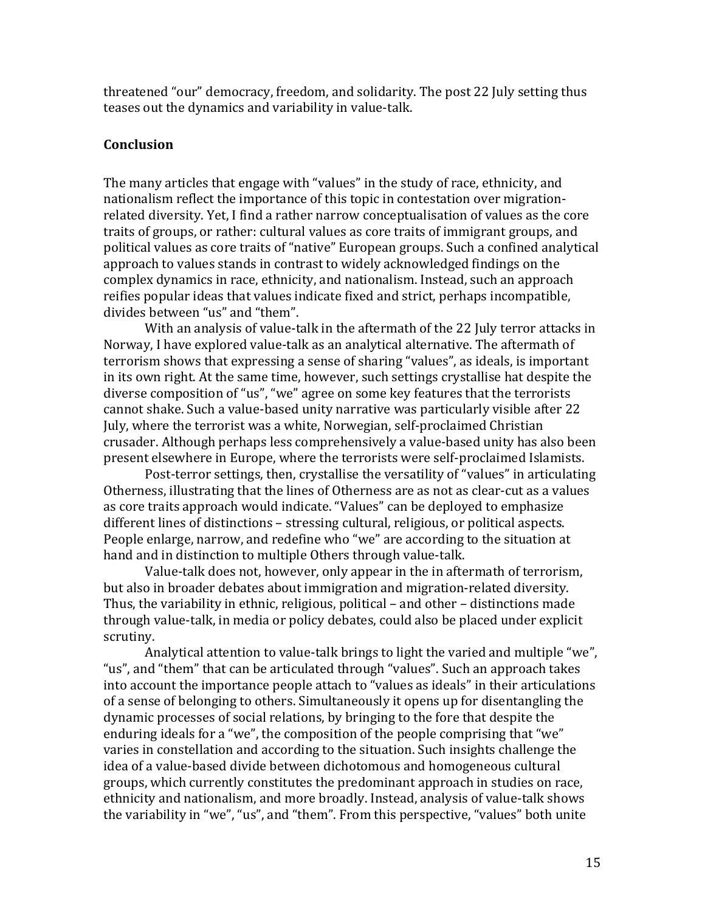threatened "our" democracy, freedom, and solidarity. The post 22 July setting thus teases out the dynamics and variability in value-talk.

## Conclusion

The many articles that engage with "values" in the study of race, ethnicity, and nationalism reflect the importance of this topic in contestation over migration-related diversity. Yet, I find a rather narrow conceptualisation of values as the core traits of groups, or rather: cultural values as core traits of immigrant groups, and political values as core traits of "native" European groups. Such a confined analytical approach to values stands in contrast to widely acknowledged findings on the complex dynamics in race, ethnicity, and nationalism. Instead, such an approach reifies popular ideas that values indicate fixed and strict, perhaps incompatible, divides between "us" and "them".

With an analysis of value-talk in the aftermath of the 22 July terror attacks in Norway, I have explored value-talk as an analytical alternative. The aftermath of terrorism shows that expressing a sense of sharing "values", as ideals, is important in its own right. At the same time, however, such settings crystallise hat despite the diverse composition of "us", "we" agree on some key features that the terrorists cannot shake. Such a value-based unity narrative was particularly visible after 22 July, where the terrorist was a white, Norwegian, self-proclaimed Christian crusader. Although perhaps less comprehensively a value-based unity has also been present elsewhere in Europe, where the terrorists were self-proclaimed Islamists.

Post-terror settings, then, crystallise the versatility of "values" in articulating Otherness, illustrating that the lines of Otherness are as not as clear-cut as a values as core traits approach would indicate. "Values" can be deployed to emphasize different lines of distinctions – stressing cultural, religious, or political aspects. People enlarge, narrow, and redefine who "we" are according to the situation at hand and in distinction to multiple Others through value-talk.

Value-talk does not, however, only appear in the in aftermath of terrorism, but also in broader debates about immigration and migration-related diversity. Thus, the variability in ethnic, religious, political – and other – distinctions made through value-talk, in media or policy debates, could also be placed under explicit scrutiny.

Analytical attention to value-talk brings to light the varied and multiple "we", "us", and "them" that can be articulated through "values". Such an approach takes into account the importance people attach to "values as ideals" in their articulations of a sense of belonging to others. Simultaneously it opens up for disentangling the dynamic processes of social relations, by bringing to the fore that despite the enduring ideals for a "we", the composition of the people comprising that "we" varies in constellation and according to the situation. Such insights challenge the idea of a value-based divide between dichotomous and homogeneous cultural groups, which currently constitutes the predominant approach in studies on race, ethnicity and nationalism, and more broadly. Instead, analysis of value-talk shows the variability in "we", "us", and "them". From this perspective, "values" both unite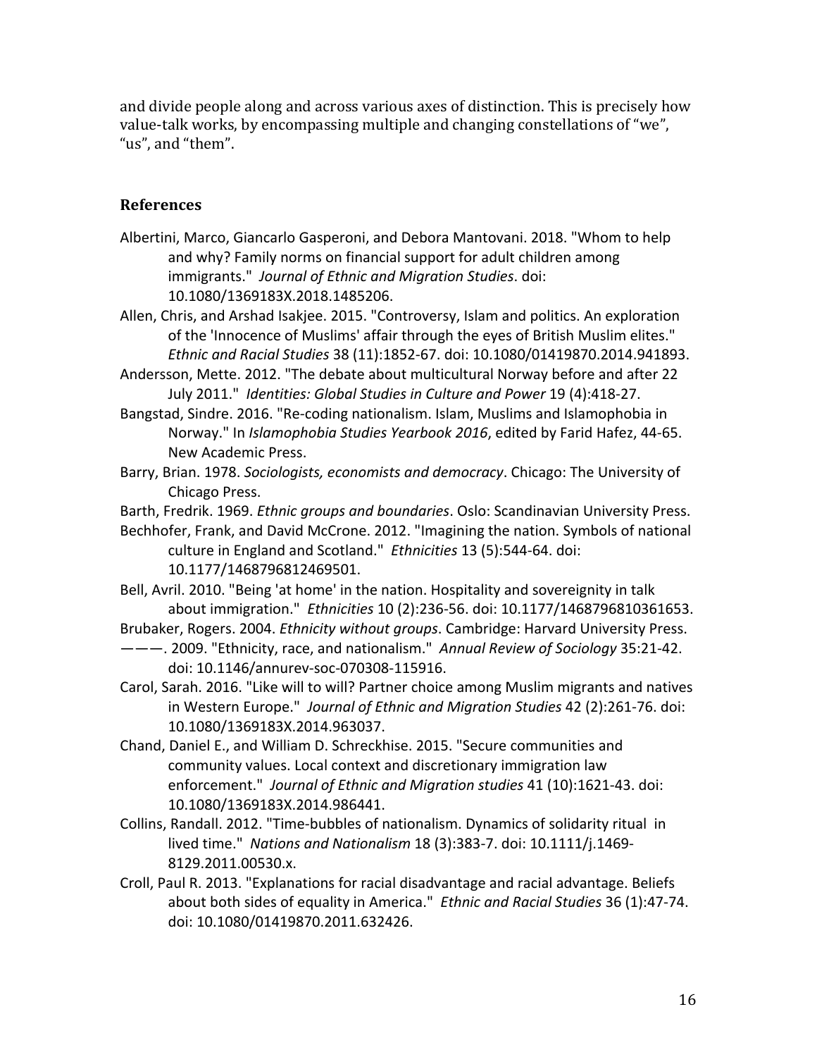and divide people along and across various axes of distinction. This is precisely how value-talk works, by encompassing multiple and changing constellations of "we", "us", and "them".

## References

Albertini, Marco, Giancarlo Gasperoni, and Debora Mantovani. 2018. "Whom to help and why? Family norms on financial support for adult children among immigrants." *Journal of Ethnic and Migration Studies*. doi: 10.1080/1369183X.2018.1485206.

Allen, Chris, and Arshad Isakjee. 2015. "Controversy, Islam and politics. An exploration of the 'Innocence of Muslims' affair through the eyes of British Muslim elites." *Ethnic and Racial Studies* 38 (11):1852-67. doi: 10.1080/01419870.2014.941893.

Andersson, Mette. 2012. "The debate about multicultural Norway before and after 22 July 2011." *Identities: Global Studies in Culture and Power* 19 (4):418-27.

Bangstad, Sindre. 2016. "Re-coding nationalism. Islam, Muslims and Islamophobia in Norway." In *Islamophobia Studies Yearbook 2016*, edited by Farid Hafez, 44-65. New Academic Press.

Barry, Brian. 1978. *Sociologists, economists and democracy*. Chicago: The University of Chicago Press.

Barth, Fredrik. 1969. *Ethnic groups and boundaries*. Oslo: Scandinavian University Press.

Bechhofer, Frank, and David McCrone. 2012. "Imagining the nation. Symbols of national culture in England and Scotland." *Ethnicities* 13 (5):544-64. doi: 10.1177/1468796812469501.

Bell, Avril. 2010. "Being 'at home' in the nation. Hospitality and sovereignity in talk about immigration." *Ethnicities* 10 (2):236-56. doi: 10.1177/1468796810361653.

Brubaker, Rogers. 2004. *Ethnicity without groups*. Cambridge: Harvard University Press.

———. 2009. "Ethnicity, race, and nationalism." *Annual Review of Sociology* 35:21-42. doi: 10.1146/annurev-soc-070308-115916.

Carol, Sarah. 2016. "Like will to will? Partner choice among Muslim migrants and natives in Western Europe." *Journal of Ethnic and Migration Studies* 42 (2):261-76. doi: 10.1080/1369183X.2014.963037.

Chand, Daniel E., and William D. Schreckhise. 2015. "Secure communities and community values. Local context and discretionary immigration law enforcement." *Journal of Ethnic and Migration studies* 41 (10):1621-43. doi: 10.1080/1369183X.2014.986441.

Collins, Randall. 2012. "Time-bubbles of nationalism. Dynamics of solidarity ritual in lived time." *Nations and Nationalism* 18 (3):383-7. doi: 10.1111/j.1469-8129.2011.00530.x.

Croll, Paul R. 2013. "Explanations for racial disadvantage and racial advantage. Beliefs about both sides of equality in America." *Ethnic and Racial Studies* 36 (1):47-74. doi: 10.1080/01419870.2011.632426.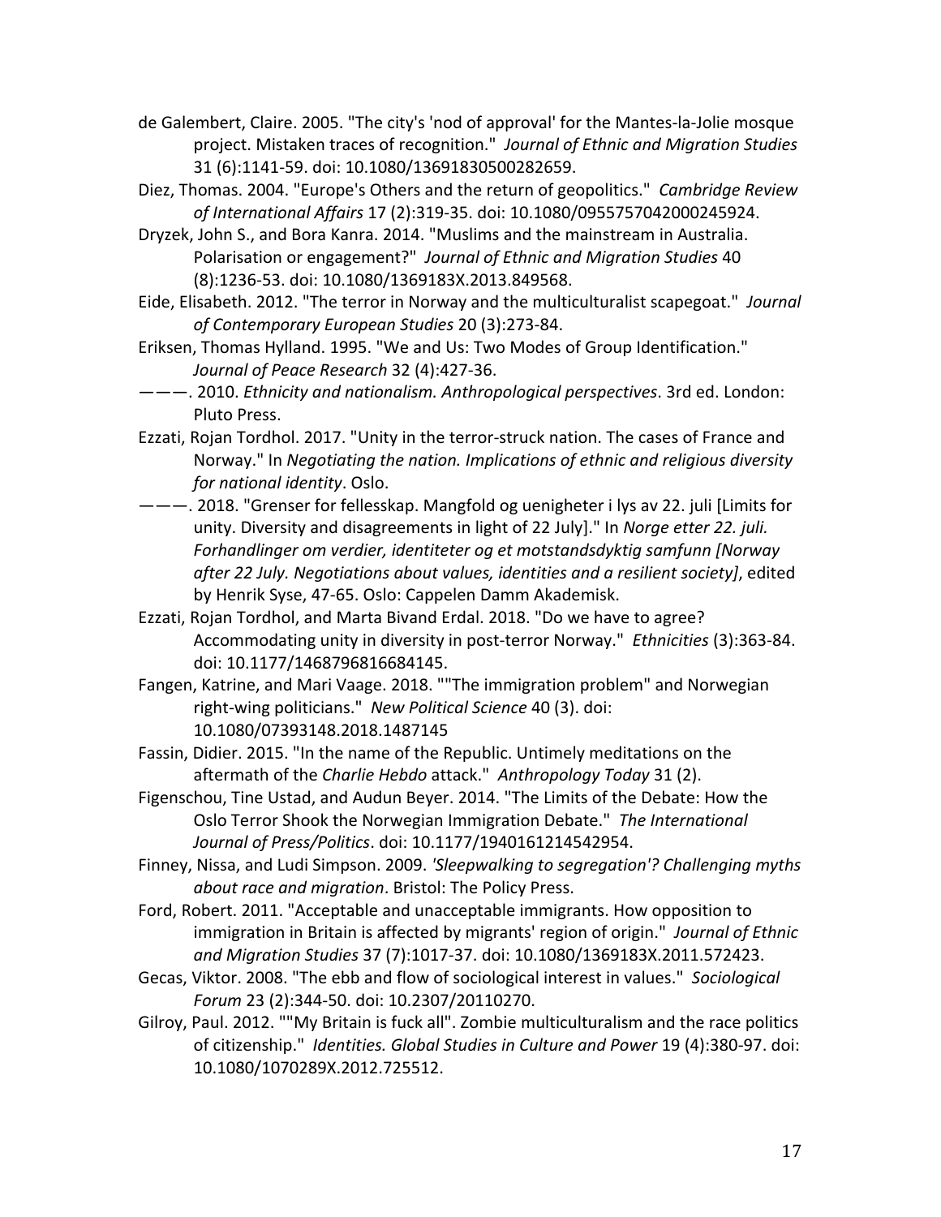de Galembert, Claire. 2005. "The city's 'nod of approval' for the Mantes-la-Jolie mosque project. Mistaken traces of recognition." *Journal of Ethnic and Migration Studies* 31 (6):1141-59. doi: 10.1080/13691830500282659.

Diez, Thomas. 2004. "Europe's Others and the return of geopolitics." *Cambridge Review of International Affairs* 17 (2):319-35. doi: 10.1080/0955757042000245924.

Dryzek, John S., and Bora Kanra. 2014. "Muslims and the mainstream in Australia. Polarisation or engagement?" *Journal of Ethnic and Migration Studies* 40 (8):1236-53. doi: 10.1080/1369183X.2013.849568.

Eide, Elisabeth. 2012. "The terror in Norway and the multiculturalist scapegoat." *Journal of Contemporary European Studies* 20 (3):273-84.

Eriksen, Thomas Hylland. 1995. "We and Us: Two Modes of Group Identification." *Journal of Peace Research* 32 (4):427-36.

———. 2010. *Ethnicity and nationalism. Anthropological perspectives*. 3rd ed. London: Pluto Press.

Ezzati, Rojan Tordhol. 2017. "Unity in the terror-struck nation. The cases of France and Norway." In *Negotiating the nation. Implications of ethnic and religious diversity for national identity*. Oslo.

———. 2018. "Grenser for fellesskap. Mangfold og uenigheter i lys av 22. juli [Limits for unity. Diversity and disagreements in light of 22 July]." In *Norge etter 22. juli. Forhandlinger om verdier, identiteter og et motstandsdyktig samfunn [Norway after 22 July. Negotiations about values, identities and a resilient society]*, edited by Henrik Syse, 47-65. Oslo: Cappelen Damm Akademisk.

Ezzati, Rojan Tordhol, and Marta Bivand Erdal. 2018. "Do we have to agree? Accommodating unity in diversity in post-terror Norway." *Ethnicities* (3):363-84. doi: 10.1177/1468796816684145.

Fangen, Katrine, and Mari Vaage. 2018. ""The immigration problem" and Norwegian right-wing politicians." *New Political Science* 40 (3). doi: 10.1080/07393148.2018.1487145

Fassin, Didier. 2015. "In the name of the Republic. Untimely meditations on the aftermath of the *Charlie Hebdo* attack." *Anthropology Today* 31 (2).

Figenschou, Tine Ustad, and Audun Beyer. 2014. "The Limits of the Debate: How the Oslo Terror Shook the Norwegian Immigration Debate." *The International Journal of Press/Politics*. doi: 10.1177/1940161214542954.

Finney, Nissa, and Ludi Simpson. 2009. *'Sleepwalking to segregation'? Challenging myths about race and migration*. Bristol: The Policy Press.

Ford, Robert. 2011. "Acceptable and unacceptable immigrants. How opposition to immigration in Britain is affected by migrants' region of origin." *Journal of Ethnic and Migration Studies* 37 (7):1017-37. doi: 10.1080/1369183X.2011.572423.

Gecas, Viktor. 2008. "The ebb and flow of sociological interest in values." *Sociological Forum* 23 (2):344-50. doi: 10.2307/20110270.

Gilroy, Paul. 2012. ""My Britain is fuck all". Zombie multiculturalism and the race politics of citizenship." *Identities. Global Studies in Culture and Power* 19 (4):380-97. doi: 10.1080/1070289X.2012.725512.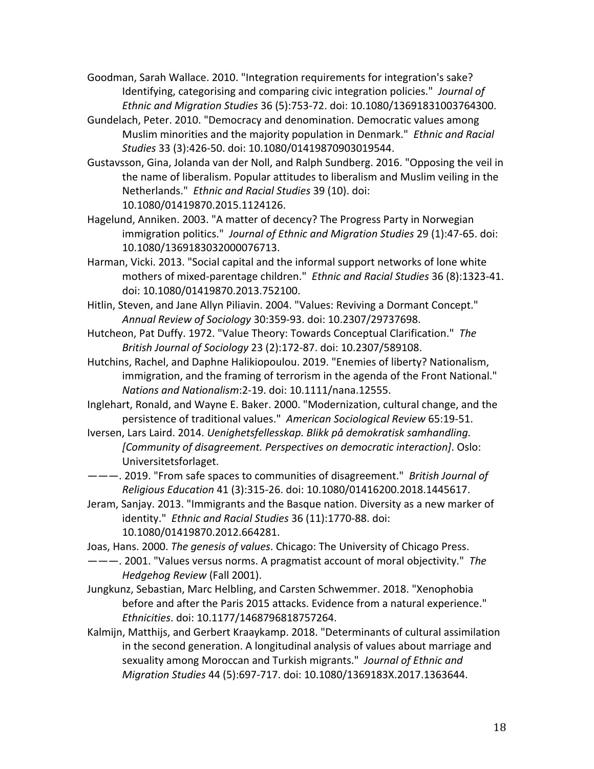Goodman, Sarah Wallace. 2010. "Integration requirements for integration's sake? Identifying, categorising and comparing civic integration policies." *Journal of Ethnic and Migration Studies* 36 (5):753-72. doi: 10.1080/13691831003764300.

Gundelach, Peter. 2010. "Democracy and denomination. Democratic values among Muslim minorities and the majority population in Denmark." *Ethnic and Racial Studies* 33 (3):426-50. doi: 10.1080/01419870903019544.

Gustavsson, Gina, Jolanda van der Noll, and Ralph Sundberg. 2016. "Opposing the veil in the name of liberalism. Popular attitudes to liberalism and Muslim veiling in the Netherlands." *Ethnic and Racial Studies* 39 (10). doi: 10.1080/01419870.2015.1124126.

Hagelund, Anniken. 2003. "A matter of decency? The Progress Party in Norwegian immigration politics." *Journal of Ethnic and Migration Studies* 29 (1):47-65. doi: 10.1080/1369183032000076713.

Harman, Vicki. 2013. "Social capital and the informal support networks of lone white mothers of mixed-parentage children." *Ethnic and Racial Studies* 36 (8):1323-41. doi: 10.1080/01419870.2013.752100.

Hitlin, Steven, and Jane Allyn Piliavin. 2004. "Values: Reviving a Dormant Concept." *Annual Review of Sociology* 30:359-93. doi: 10.2307/29737698.

Hutcheon, Pat Duffy. 1972. "Value Theory: Towards Conceptual Clarification." *The British Journal of Sociology* 23 (2):172-87. doi: 10.2307/589108.

Hutchins, Rachel, and Daphne Halikiopoulou. 2019. "Enemies of liberty? Nationalism, immigration, and the framing of terrorism in the agenda of the Front National." *Nations and Nationalism*:2-19. doi: 10.1111/nana.12555.

Inglehart, Ronald, and Wayne E. Baker. 2000. "Modernization, cultural change, and the persistence of traditional values." *American Sociological Review* 65:19-51.

Iversen, Lars Laird. 2014. *Uenighetsfellesskap. Blikk på demokratisk samhandling. [Community of disagreement. Perspectives on democratic interaction]*. Oslo: Universitetsforlaget.

———. 2019. "From safe spaces to communities of disagreement." *British Journal of Religious Education* 41 (3):315-26. doi: 10.1080/01416200.2018.1445617.

Jeram, Sanjay. 2013. "Immigrants and the Basque nation. Diversity as a new marker of identity." *Ethnic and Racial Studies* 36 (11):1770-88. doi: 10.1080/01419870.2012.664281.

Joas, Hans. 2000. *The genesis of values*. Chicago: The University of Chicago Press.

———. 2001. "Values versus norms. A pragmatist account of moral objectivity." *The Hedgehog Review* (Fall 2001).

Jungkunz, Sebastian, Marc Helbling, and Carsten Schwemmer. 2018. "Xenophobia before and after the Paris 2015 attacks. Evidence from a natural experience." *Ethnicities*. doi: 10.1177/1468796818757264.

Kalmijn, Matthijs, and Gerbert Kraaykamp. 2018. "Determinants of cultural assimilation in the second generation. A longitudinal analysis of values about marriage and sexuality among Moroccan and Turkish migrants." *Journal of Ethnic and Migration Studies* 44 (5):697-717. doi: 10.1080/1369183X.2017.1363644.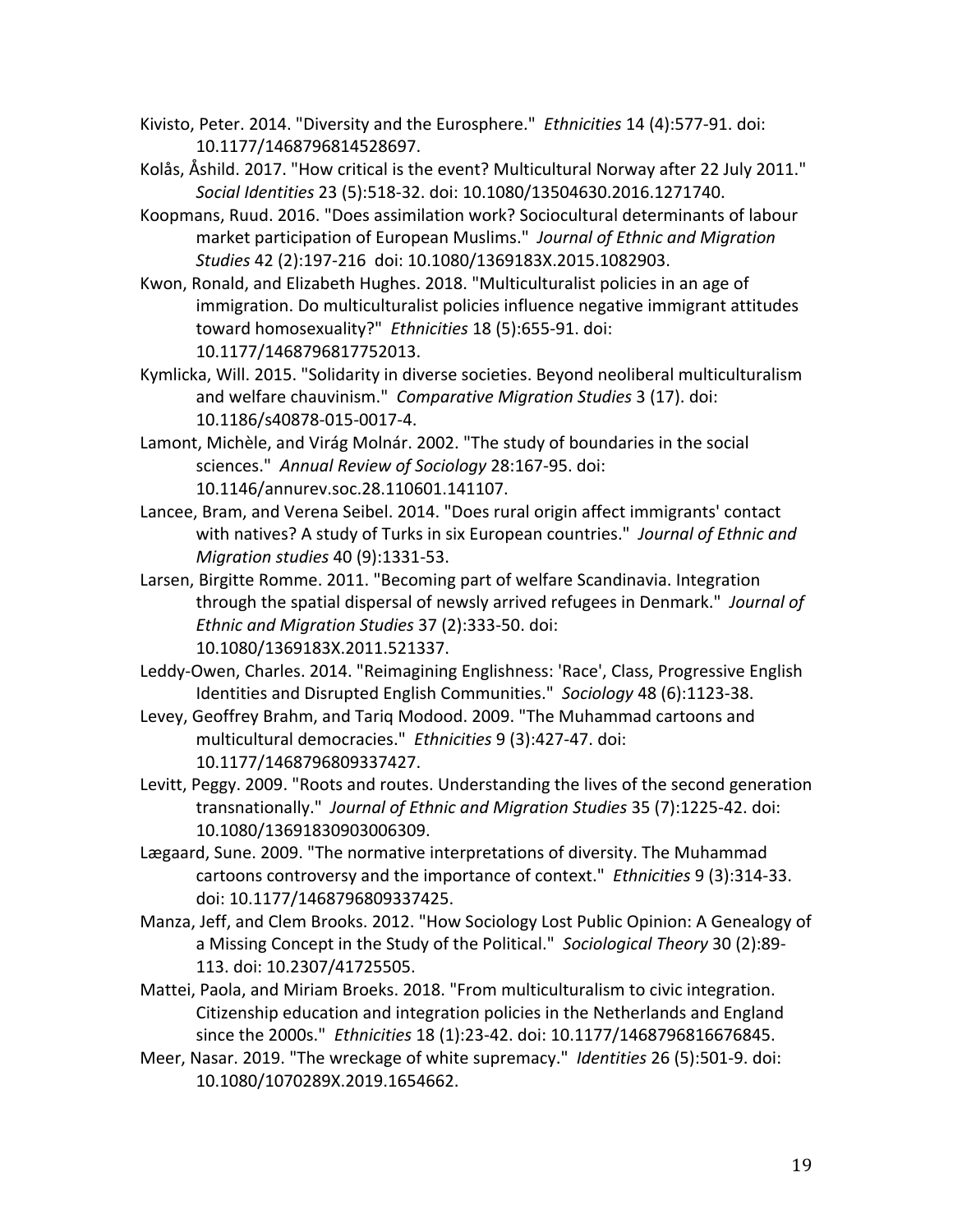Kivisto, Peter. 2014. "Diversity and the Eurosphere." *Ethnicities* 14 (4):577-91. doi: 10.1177/1468796814528697.

Kolås, Åshild. 2017. "How critical is the event? Multicultural Norway after 22 July 2011." *Social Identities* 23 (5):518-32. doi: 10.1080/13504630.2016.1271740.

Koopmans, Ruud. 2016. "Does assimilation work? Sociocultural determinants of labour market participation of European Muslims." *Journal of Ethnic and Migration Studies* 42 (2):197-216 doi: 10.1080/1369183X.2015.1082903.

Kwon, Ronald, and Elizabeth Hughes. 2018. "Multiculturalist policies in an age of immigration. Do multiculturalist policies influence negative immigrant attitudes toward homosexuality?" *Ethnicities* 18 (5):655-91. doi: 10.1177/1468796817752013.

Kymlicka, Will. 2015. "Solidarity in diverse societies. Beyond neoliberal multiculturalism and welfare chauvinism." *Comparative Migration Studies* 3 (17). doi: 10.1186/s40878-015-0017-4.

Lamont, Michèle, and Virág Molnár. 2002. "The study of boundaries in the social sciences." *Annual Review of Sociology* 28:167-95. doi: 10.1146/annurev.soc.28.110601.141107.

Lancee, Bram, and Verena Seibel. 2014. "Does rural origin affect immigrants' contact with natives? A study of Turks in six European countries." *Journal of Ethnic and Migration studies* 40 (9):1331-53.

Larsen, Birgitte Romme. 2011. "Becoming part of welfare Scandinavia. Integration through the spatial dispersal of newsly arrived refugees in Denmark." *Journal of Ethnic and Migration Studies* 37 (2):333-50. doi: 10.1080/1369183X.2011.521337.

Leddy-Owen, Charles. 2014. "Reimagining Englishness: 'Race', Class, Progressive English Identities and Disrupted English Communities." *Sociology* 48 (6):1123-38.

Levey, Geoffrey Brahm, and Tariq Modood. 2009. "The Muhammad cartoons and multicultural democracies." *Ethnicities* 9 (3):427-47. doi: 10.1177/1468796809337427.

Levitt, Peggy. 2009. "Roots and routes. Understanding the lives of the second generation transnationally." *Journal of Ethnic and Migration Studies* 35 (7):1225-42. doi: 10.1080/13691830903006309.

Lægaard, Sune. 2009. "The normative interpretations of diversity. The Muhammad cartoons controversy and the importance of context." *Ethnicities* 9 (3):314-33. doi: 10.1177/1468796809337425.

Manza, Jeff, and Clem Brooks. 2012. "How Sociology Lost Public Opinion: A Genealogy of a Missing Concept in the Study of the Political." *Sociological Theory* 30 (2):89-113. doi: 10.2307/41725505.

Mattei, Paola, and Miriam Broeks. 2018. "From multiculturalism to civic integration. Citizenship education and integration policies in the Netherlands and England since the 2000s." *Ethnicities* 18 (1):23-42. doi: 10.1177/1468796816676845.

Meer, Nasar. 2019. "The wreckage of white supremacy." *Identities* 26 (5):501-9. doi: 10.1080/1070289X.2019.1654662.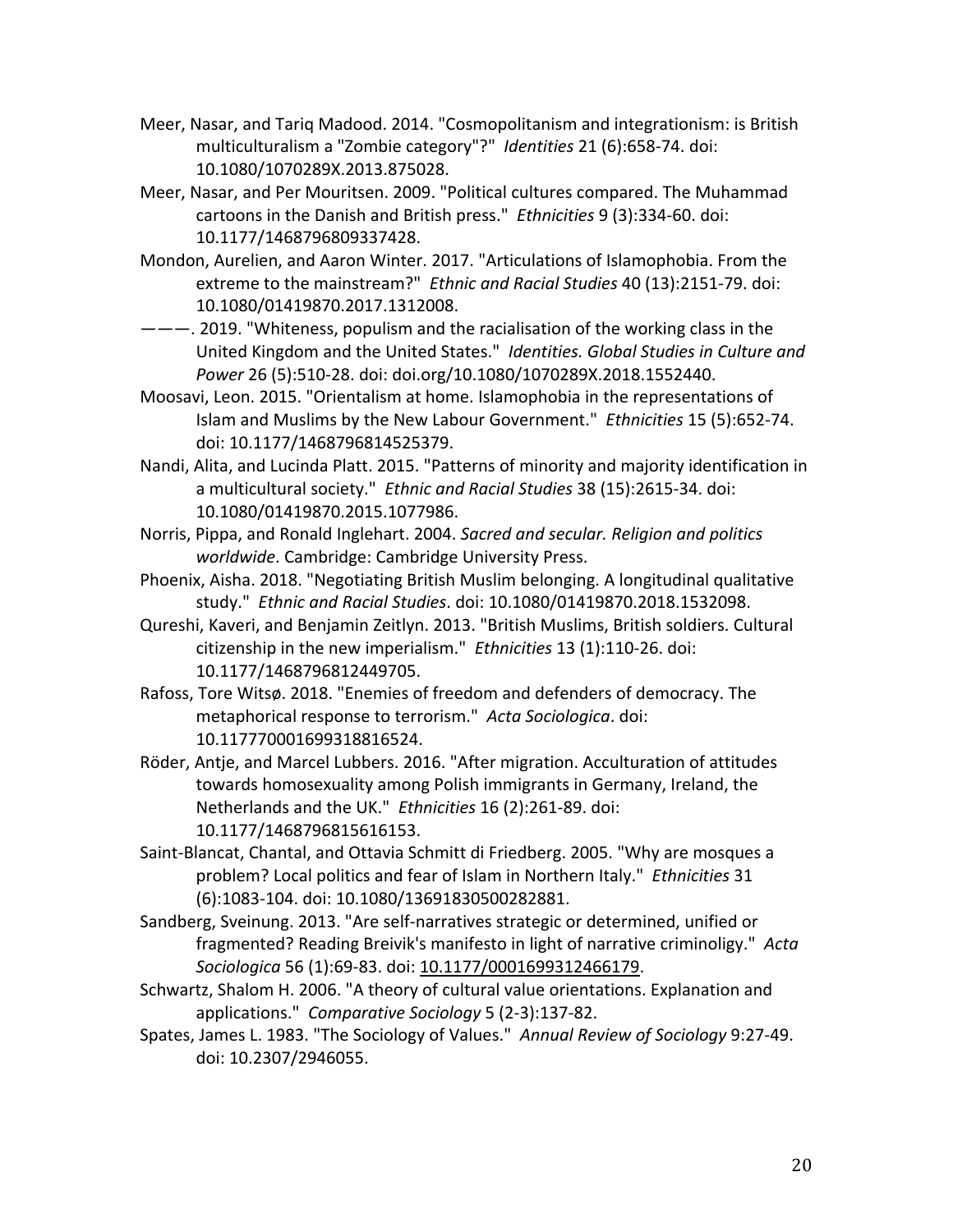Meer, Nasar, and Tariq Madood. 2014. "Cosmopolitanism and integrationism: is British multiculturalism a "Zombie category"?" *Identities* 21 (6):658-74. doi: 10.1080/1070289X.2013.875028.

Meer, Nasar, and Per Mouritsen. 2009. "Political cultures compared. The Muhammad cartoons in the Danish and British press." *Ethnicities* 9 (3):334-60. doi: 10.1177/1468796809337428.

Mondon, Aurelien, and Aaron Winter. 2017. "Articulations of Islamophobia. From the extreme to the mainstream?" *Ethnic and Racial Studies* 40 (13):2151-79. doi: 10.1080/01419870.2017.1312008.

———. 2019. "Whiteness, populism and the racialisation of the working class in the United Kingdom and the United States." *Identities. Global Studies in Culture and Power* 26 (5):510-28. doi: doi.org/10.1080/1070289X.2018.1552440.

Moosavi, Leon. 2015. "Orientalism at home. Islamophobia in the representations of Islam and Muslims by the New Labour Government." *Ethnicities* 15 (5):652-74. doi: 10.1177/1468796814525379.

Nandi, Alita, and Lucinda Platt. 2015. "Patterns of minority and majority identification in a multicultural society." *Ethnic and Racial Studies* 38 (15):2615-34. doi: 10.1080/01419870.2015.1077986.

Norris, Pippa, and Ronald Inglehart. 2004. *Sacred and secular. Religion and politics worldwide*. Cambridge: Cambridge University Press.

Phoenix, Aisha. 2018. "Negotiating British Muslim belonging. A longitudinal qualitative study." *Ethnic and Racial Studies*. doi: 10.1080/01419870.2018.1532098.

Qureshi, Kaveri, and Benjamin Zeitlyn. 2013. "British Muslims, British soldiers. Cultural citizenship in the new imperialism." *Ethnicities* 13 (1):110-26. doi: 10.1177/1468796812449705.

Rafoss, Tore Witsø. 2018. "Enemies of freedom and defenders of democracy. The metaphorical response to terrorism." *Acta Sociologica*. doi: 10.11777000169318816524.

Röder, Antje, and Marcel Lubbers. 2016. "After migration. Acculturation of attitudes towards homosexuality among Polish immigrants in Germany, Ireland, the Netherlands and the UK." *Ethnicities* 16 (2):261-89. doi: 10.1177/1468796815616153.

Saint-Blancat, Chantal, and Ottavia Schmitt di Friedberg. 2005. "Why are mosques a problem? Local politics and fear of Islam in Northern Italy." *Ethnicities* 31 (6):1083-104. doi: 10.1080/13691830500282881.

Sandberg, Sveinung. 2013. "Are self-narratives strategic or determined, unified or fragmented? Reading Breivik's manifesto in light of narrative criminoligy." *Acta Sociologica* 56 (1):69-83. doi: 10.1177/0001699312466179.

Schwartz, Shalom H. 2006. "A theory of cultural value orientations. Explanation and applications." *Comparative Sociology* 5 (2-3):137-82.

Spates, James L. 1983. "The Sociology of Values." *Annual Review of Sociology* 9:27-49. doi: 10.2307/2946055.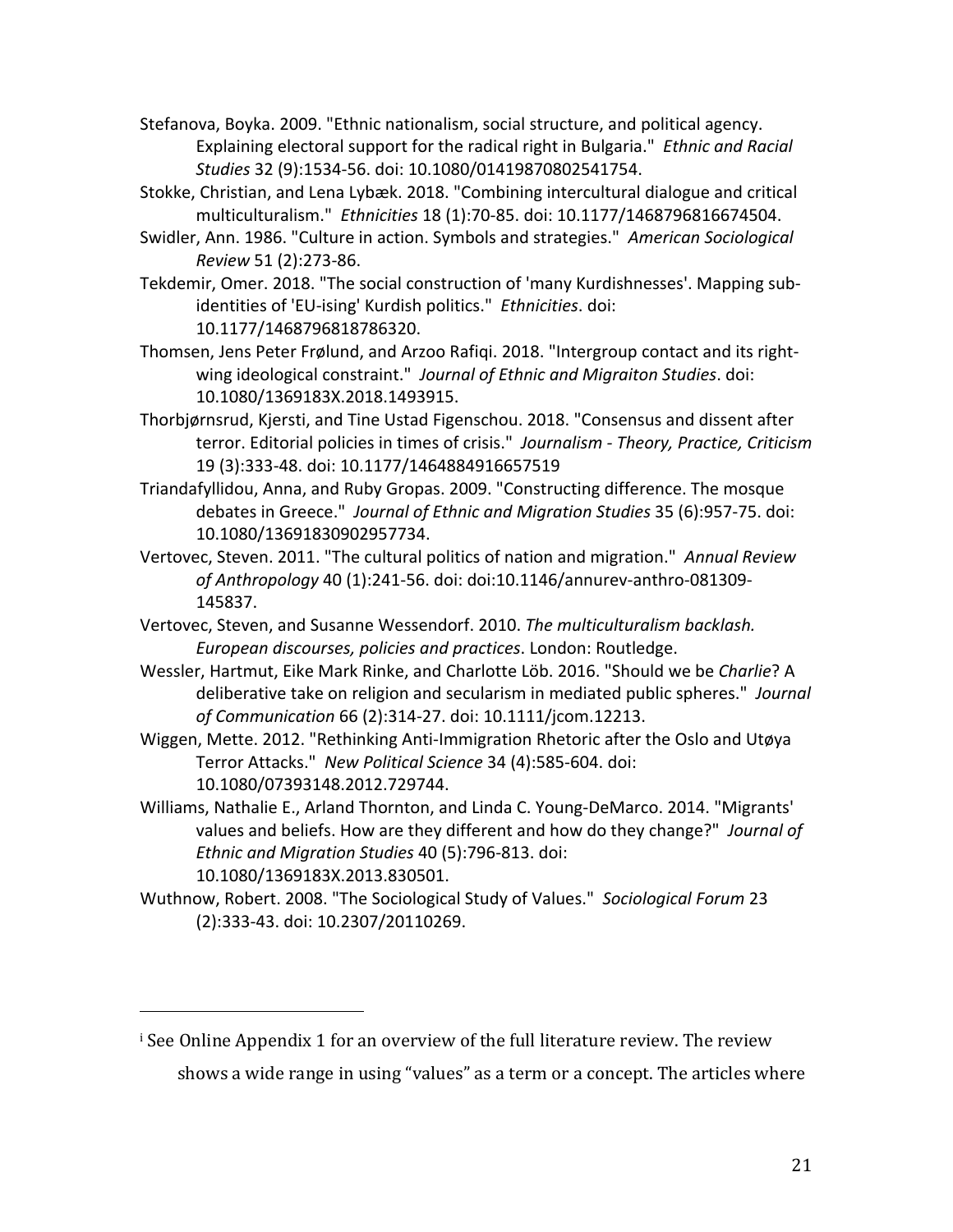Stefanova, Boyka. 2009. "Ethnic nationalism, social structure, and political agency. Explaining electoral support for the radical right in Bulgaria." *Ethnic and Racial Studies* 32 (9):1534-56. doi: 10.1080/01419870802541754.

Stokke, Christian, and Lena Lybæk. 2018. "Combining intercultural dialogue and critical multiculturalism." *Ethnicities* 18 (1):70-85. doi: 10.1177/1468796816674504.

Swidler, Ann. 1986. "Culture in action. Symbols and strategies." *American Sociological Review* 51 (2):273-86.

Tekdemir, Omer. 2018. "The social construction of 'many Kurdishnesses'. Mapping sub-identities of 'EU-ising' Kurdish politics." *Ethnicities*. doi: 10.1177/1468796818786320.

Thomsen, Jens Peter Frølund, and Arzoo Rafiqi. 2018. "Intergroup contact and its right-wing ideological constraint." *Journal of Ethnic and Migraiton Studies*. doi: 10.1080/1369183X.2018.1493915.

Thorbjørnsrud, Kjersti, and Tine Ustad Figenschou. 2018. "Consensus and dissent after terror. Editorial policies in times of crisis." *Journalism - Theory, Practice, Criticism* 19 (3):333-48. doi: 10.1177/1464884916657519

Triandafyllidou, Anna, and Ruby Gropas. 2009. "Constructing difference. The mosque debates in Greece." *Journal of Ethnic and Migration Studies* 35 (6):957-75. doi: 10.1080/13691830902957734.

Vertovec, Steven. 2011. "The cultural politics of nation and migration." *Annual Review of Anthropology* 40 (1):241-56. doi: doi:10.1146/annurev-anthro-081309-145837.

Vertovec, Steven, and Susanne Wessendorf. 2010. *The multiculturalism backlash. European discourses, policies and practices*. London: Routledge.

Wessler, Hartmut, Eike Mark Rinke, and Charlotte Löb. 2016. "Should we be *Charlie*? A deliberative take on religion and secularism in mediated public spheres." *Journal of Communication* 66 (2):314-27. doi: 10.1111/jcom.12213.

Wiggen, Mette. 2012. "Rethinking Anti-Immigration Rhetoric after the Oslo and Utøya Terror Attacks." *New Political Science* 34 (4):585-604. doi: 10.1080/07393148.2012.729744.

Williams, Nathalie E., Arland Thornton, and Linda C. Young-DeMarco. 2014. "Migrants' values and beliefs. How are they different and how do they change?" *Journal of Ethnic and Migration Studies* 40 (5):796-813. doi: 10.1080/1369183X.2013.830501.

Wuthnow, Robert. 2008. "The Sociological Study of Values." *Sociological Forum* 23 (2):333-43. doi: 10.2307/20110269.

---

[i] See Online Appendix 1 for an overview of the full literature review. The review shows a wide range in using "values" as a term or a concept. The articles where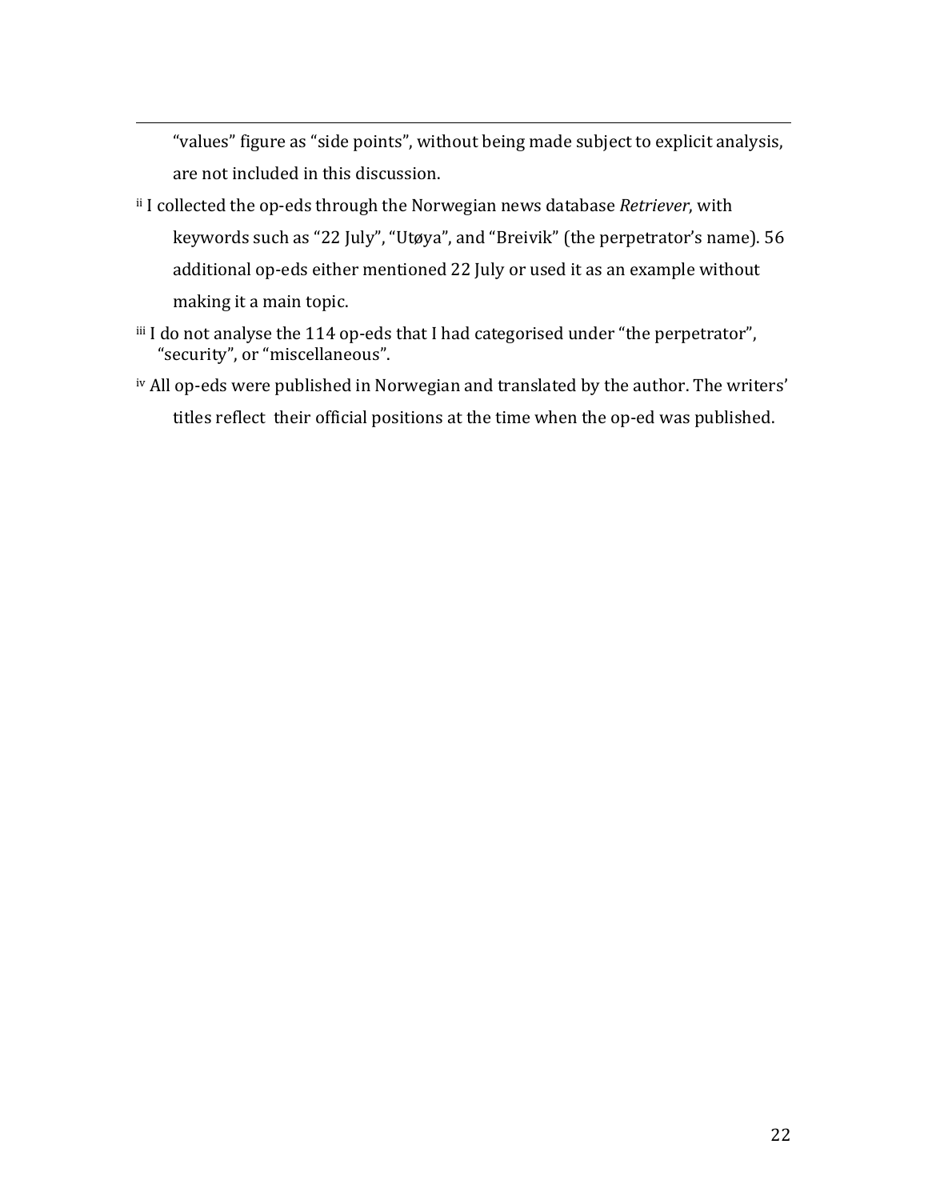"values" figure as "side points", without being made subject to explicit analysis, are not included in this discussion.

[ii] I collected the op-eds through the Norwegian news database *Retriever*, with keywords such as "22 July", "Utøya", and "Breivik" (the perpetrator's name). 56 additional op-eds either mentioned 22 July or used it as an example without making it a main topic.

[iii] I do not analyse the 114 op-eds that I had categorised under "the perpetrator", "security", or "miscellaneous".

[iv] All op-eds were published in Norwegian and translated by the author. The writers' titles reflect their official positions at the time when the op-ed was published.